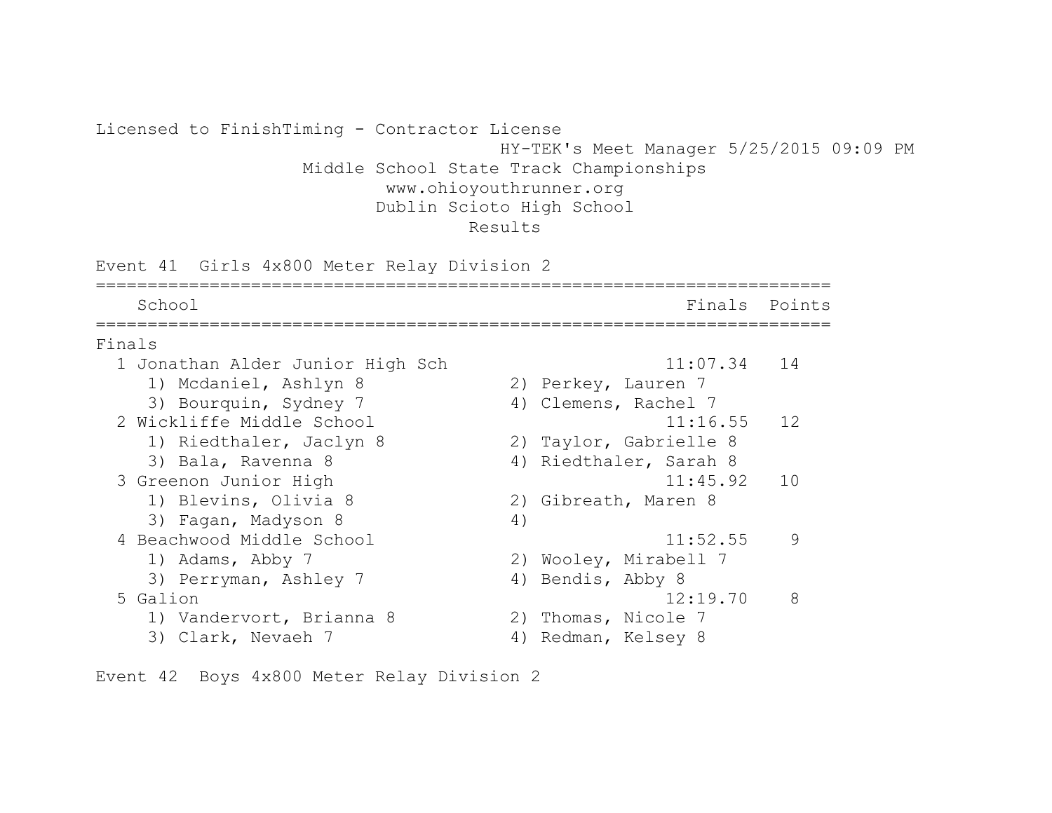Licensed to FinishTiming - Contractor License

HY-TEK's Meet Manager 5/25/2015 09:09 PM

# Middle School State Track Championships

www.ohioyouthrunner.org

Dublin Scioto High School

## Results

### Event 41 Girls 4x800 Meter Relay Division 2

| | School | Finals | Points |
|---|---|---|---|
| **Finals** | | | |
| 1 | Jonathan Alder Junior High Sch | 11:07.34 | 14 |
| | 1) Mcdaniel, Ashlyn 8; 2) Perkey, Lauren 7; 3) Bourquin, Sydney 7; 4) Clemens, Rachel 7 | | |
| 2 | Wickliffe Middle School | 11:16.55 | 12 |
| | 1) Riedthaler, Jaclyn 8; 2) Taylor, Gabrielle 8; 3) Bala, Ravenna 8; 4) Riedthaler, Sarah 8 | | |
| 3 | Greenon Junior High | 11:45.92 | 10 |
| | 1) Blevins, Olivia 8; 2) Gibreath, Maren 8; 3) Fagan, Madyson 8; 4) | | |
| 4 | Beachwood Middle School | 11:52.55 | 9 |
| | 1) Adams, Abby 7; 2) Wooley, Mirabell 7; 3) Perryman, Ashley 7; 4) Bendis, Abby 8 | | |
| 5 | Galion | 12:19.70 | 8 |
| | 1) Vandervort, Brianna 8; 2) Thomas, Nicole 7; 3) Clark, Nevaeh 7; 4) Redman, Kelsey 8 | | |

### Event 42 Boys 4x800 Meter Relay Division 2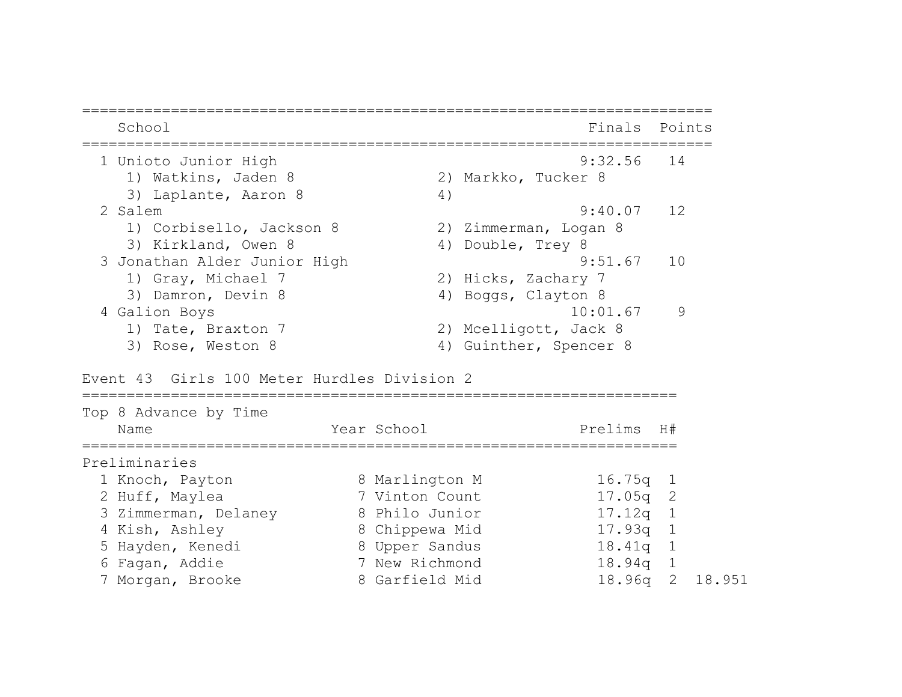| | School | Finals | Points |
|---|---|---|---|
| 1 | Unioto Junior High | 9:32.56 | 14 |
| | 1) Watkins, Jaden 8; 2) Markko, Tucker 8; 3) Laplante, Aaron 8; 4) | | |
| 2 | Salem | 9:40.07 | 12 |
| | 1) Corbisello, Jackson 8; 2) Zimmerman, Logan 8; 3) Kirkland, Owen 8; 4) Double, Trey 8 | | |
| 3 | Jonathan Alder Junior High | 9:51.67 | 10 |
| | 1) Gray, Michael 7; 2) Hicks, Zachary 7; 3) Damron, Devin 8; 4) Boggs, Clayton 8 | | |
| 4 | Galion Boys | 10:01.67 | 9 |
| | 1) Tate, Braxton 7; 2) Mcelligott, Jack 8; 3) Rose, Weston 8; 4) Guinther, Spencer 8 | | |

## Event 43 Girls 100 Meter Hurdles Division 2

Top 8 Advance by Time

Preliminaries

| | Name | Year | School | Prelims | H# | |
|---|---|---|---|---|---|---|
| 1 | Knoch, Payton | 8 | Marlington M | 16.75q | 1 | |
| 2 | Huff, Maylea | 7 | Vinton Count | 17.05q | 2 | |
| 3 | Zimmerman, Delaney | 8 | Philo Junior | 17.12q | 1 | |
| 4 | Kish, Ashley | 8 | Chippewa Mid | 17.93q | 1 | |
| 5 | Hayden, Kenedi | 8 | Upper Sandus | 18.41q | 1 | |
| 6 | Fagan, Addie | 7 | New Richmond | 18.94q | 1 | |
| 7 | Morgan, Brooke | 8 | Garfield Mid | 18.96q | 2 | 18.951 |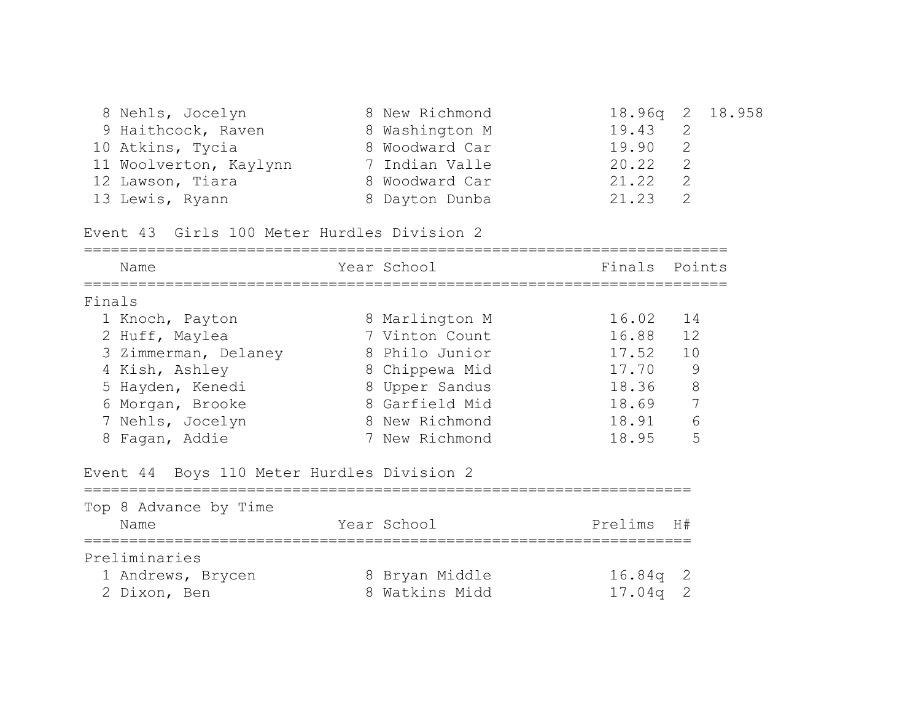| Place | Name | Year | School | Prelims | H# | |
|---|---|---|---|---|---|---|
| 8 | Nehls, Jocelyn | 8 | New Richmond | 18.96q | 2 | 18.958 |
| 9 | Haithcock, Raven | 8 | Washington M | 19.43 | 2 | |
| 10 | Atkins, Tycia | 8 | Woodward Car | 19.90 | 2 | |
| 11 | Woolverton, Kaylynn | 7 | Indian Valle | 20.22 | 2 | |
| 12 | Lawson, Tiara | 8 | Woodward Car | 21.22 | 2 | |
| 13 | Lewis, Ryann | 8 | Dayton Dunba | 21.23 | 2 | |

## Event 43 Girls 100 Meter Hurdles Division 2

**Finals**

| Place | Name | Year | School | Finals | Points |
|---|---|---|---|---|---|
| 1 | Knoch, Payton | 8 | Marlington M | 16.02 | 14 |
| 2 | Huff, Maylea | 7 | Vinton Count | 16.88 | 12 |
| 3 | Zimmerman, Delaney | 8 | Philo Junior | 17.52 | 10 |
| 4 | Kish, Ashley | 8 | Chippewa Mid | 17.70 | 9 |
| 5 | Hayden, Kenedi | 8 | Upper Sandus | 18.36 | 8 |
| 6 | Morgan, Brooke | 8 | Garfield Mid | 18.69 | 7 |
| 7 | Nehls, Jocelyn | 8 | New Richmond | 18.91 | 6 |
| 8 | Fagan, Addie | 7 | New Richmond | 18.95 | 5 |

## Event 44 Boys 110 Meter Hurdles Division 2

Top 8 Advance by Time

**Preliminaries**

| Place | Name | Year | School | Prelims | H# |
|---|---|---|---|---|---|
| 1 | Andrews, Brycen | 8 | Bryan Middle | 16.84q | 2 |
| 2 | Dixon, Ben | 8 | Watkins Midd | 17.04q | 2 |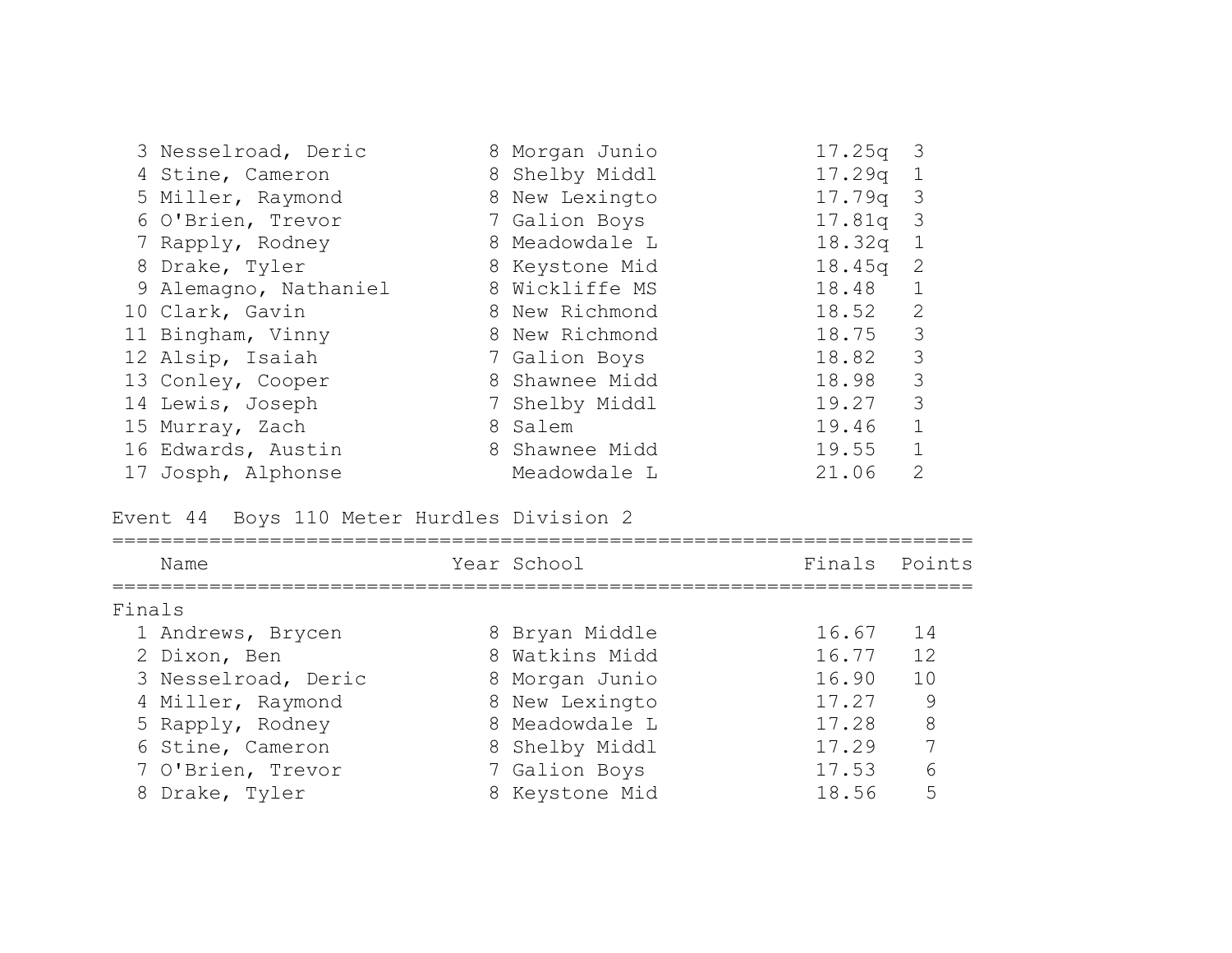| Place | Name | Year | School | Prelims | Heat |
|---|---|---|---|---|---|
| 3 | Nesselroad, Deric | 8 | Morgan Junio | 17.25q | 3 |
| 4 | Stine, Cameron | 8 | Shelby Middl | 17.29q | 1 |
| 5 | Miller, Raymond | 8 | New Lexingto | 17.79q | 3 |
| 6 | O'Brien, Trevor | 7 | Galion Boys | 17.81q | 3 |
| 7 | Rapply, Rodney | 8 | Meadowdale L | 18.32q | 1 |
| 8 | Drake, Tyler | 8 | Keystone Mid | 18.45q | 2 |
| 9 | Alemagno, Nathaniel | 8 | Wickliffe MS | 18.48 | 1 |
| 10 | Clark, Gavin | 8 | New Richmond | 18.52 | 2 |
| 11 | Bingham, Vinny | 8 | New Richmond | 18.75 | 3 |
| 12 | Alsip, Isaiah | 7 | Galion Boys | 18.82 | 3 |
| 13 | Conley, Cooper | 8 | Shawnee Midd | 18.98 | 3 |
| 14 | Lewis, Joseph | 7 | Shelby Middl | 19.27 | 3 |
| 15 | Murray, Zach | 8 | Salem | 19.46 | 1 |
| 16 | Edwards, Austin | 8 | Shawnee Midd | 19.55 | 1 |
| 17 | Josph, Alphonse | | Meadowdale L | 21.06 | 2 |

## Event 44 Boys 110 Meter Hurdles Division 2

Finals

| | Name | Year | School | Finals | Points |
|---|---|---|---|---|---|
| 1 | Andrews, Brycen | 8 | Bryan Middle | 16.67 | 14 |
| 2 | Dixon, Ben | 8 | Watkins Midd | 16.77 | 12 |
| 3 | Nesselroad, Deric | 8 | Morgan Junio | 16.90 | 10 |
| 4 | Miller, Raymond | 8 | New Lexingto | 17.27 | 9 |
| 5 | Rapply, Rodney | 8 | Meadowdale L | 17.28 | 8 |
| 6 | Stine, Cameron | 8 | Shelby Middl | 17.29 | 7 |
| 7 | O'Brien, Trevor | 7 | Galion Boys | 17.53 | 6 |
| 8 | Drake, Tyler | 8 | Keystone Mid | 18.56 | 5 |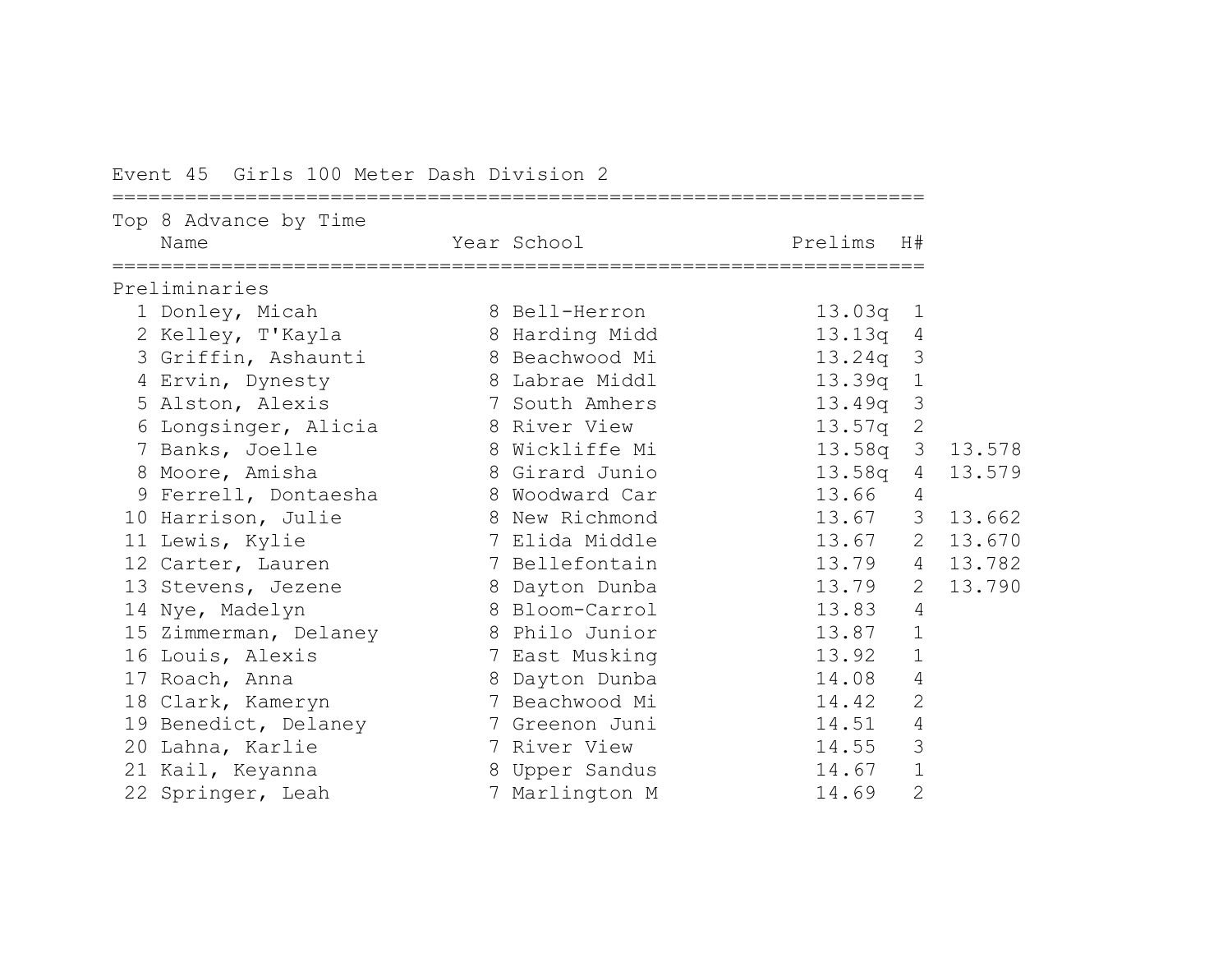Event 45  Girls 100 Meter Dash Division 2

Top 8 Advance by Time

| | Name | Year | School | Prelims | H# | |
|---|---|---|---|---|---|---|
| **Preliminaries** | | | | | | |
| 1 | Donley, Micah | 8 | Bell-Herron | 13.03q | 1 | |
| 2 | Kelley, T'Kayla | 8 | Harding Midd | 13.13q | 4 | |
| 3 | Griffin, Ashaunti | 8 | Beachwood Mi | 13.24q | 3 | |
| 4 | Ervin, Dynesty | 8 | Labrae Middl | 13.39q | 1 | |
| 5 | Alston, Alexis | 7 | South Amhers | 13.49q | 3 | |
| 6 | Longsinger, Alicia | 8 | River View | 13.57q | 2 | |
| 7 | Banks, Joelle | 8 | Wickliffe Mi | 13.58q | 3 | 13.578 |
| 8 | Moore, Amisha | 8 | Girard Junio | 13.58q | 4 | 13.579 |
| 9 | Ferrell, Dontaesha | 8 | Woodward Car | 13.66 | 4 | |
| 10 | Harrison, Julie | 8 | New Richmond | 13.67 | 3 | 13.662 |
| 11 | Lewis, Kylie | 7 | Elida Middle | 13.67 | 2 | 13.670 |
| 12 | Carter, Lauren | 7 | Bellefontain | 13.79 | 4 | 13.782 |
| 13 | Stevens, Jezene | 8 | Dayton Dunba | 13.79 | 2 | 13.790 |
| 14 | Nye, Madelyn | 8 | Bloom-Carrol | 13.83 | 4 | |
| 15 | Zimmerman, Delaney | 8 | Philo Junior | 13.87 | 1 | |
| 16 | Louis, Alexis | 7 | East Musking | 13.92 | 1 | |
| 17 | Roach, Anna | 8 | Dayton Dunba | 14.08 | 4 | |
| 18 | Clark, Kameryn | 7 | Beachwood Mi | 14.42 | 2 | |
| 19 | Benedict, Delaney | 7 | Greenon Juni | 14.51 | 4 | |
| 20 | Lahna, Karlie | 7 | River View | 14.55 | 3 | |
| 21 | Kail, Keyanna | 8 | Upper Sandus | 14.67 | 1 | |
| 22 | Springer, Leah | 7 | Marlington M | 14.69 | 2 | |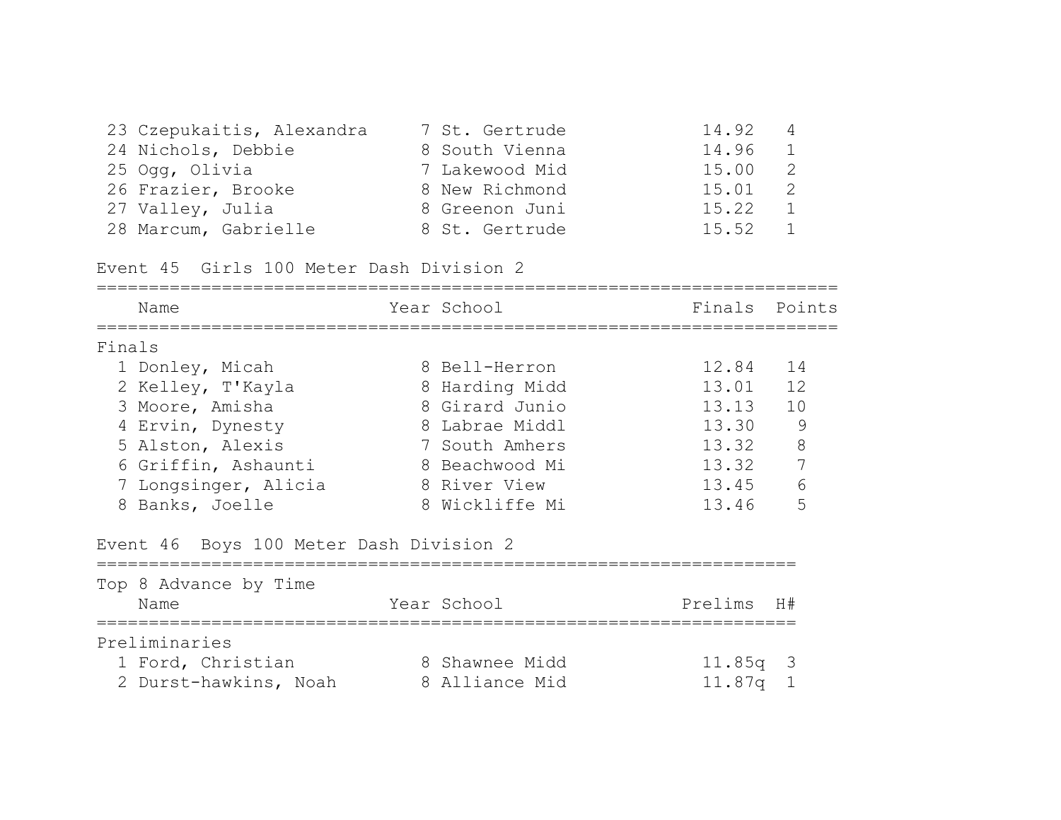| Place | Name | Year | School | Prelims | H# |
|---|---|---|---|---|---|
| 23 | Czepukaitis, Alexandra | 7 | St. Gertrude | 14.92 | 4 |
| 24 | Nichols, Debbie | 8 | South Vienna | 14.96 | 1 |
| 25 | Ogg, Olivia | 7 | Lakewood Mid | 15.00 | 2 |
| 26 | Frazier, Brooke | 8 | New Richmond | 15.01 | 2 |
| 27 | Valley, Julia | 8 | Greenon Juni | 15.22 | 1 |
| 28 | Marcum, Gabrielle | 8 | St. Gertrude | 15.52 | 1 |

## Event 45 Girls 100 Meter Dash Division 2

Finals

| Place | Name | Year | School | Finals | Points |
|---|---|---|---|---|---|
| 1 | Donley, Micah | 8 | Bell-Herron | 12.84 | 14 |
| 2 | Kelley, T'Kayla | 8 | Harding Midd | 13.01 | 12 |
| 3 | Moore, Amisha | 8 | Girard Junio | 13.13 | 10 |
| 4 | Ervin, Dynesty | 8 | Labrae Middl | 13.30 | 9 |
| 5 | Alston, Alexis | 7 | South Amhers | 13.32 | 8 |
| 6 | Griffin, Ashaunti | 8 | Beachwood Mi | 13.32 | 7 |
| 7 | Longsinger, Alicia | 8 | River View | 13.45 | 6 |
| 8 | Banks, Joelle | 8 | Wickliffe Mi | 13.46 | 5 |

## Event 46 Boys 100 Meter Dash Division 2

Top 8 Advance by Time

Preliminaries

| Place | Name | Year | School | Prelims | H# |
|---|---|---|---|---|---|
| 1 | Ford, Christian | 8 | Shawnee Midd | 11.85q | 3 |
| 2 | Durst-hawkins, Noah | 8 | Alliance Mid | 11.87q | 1 |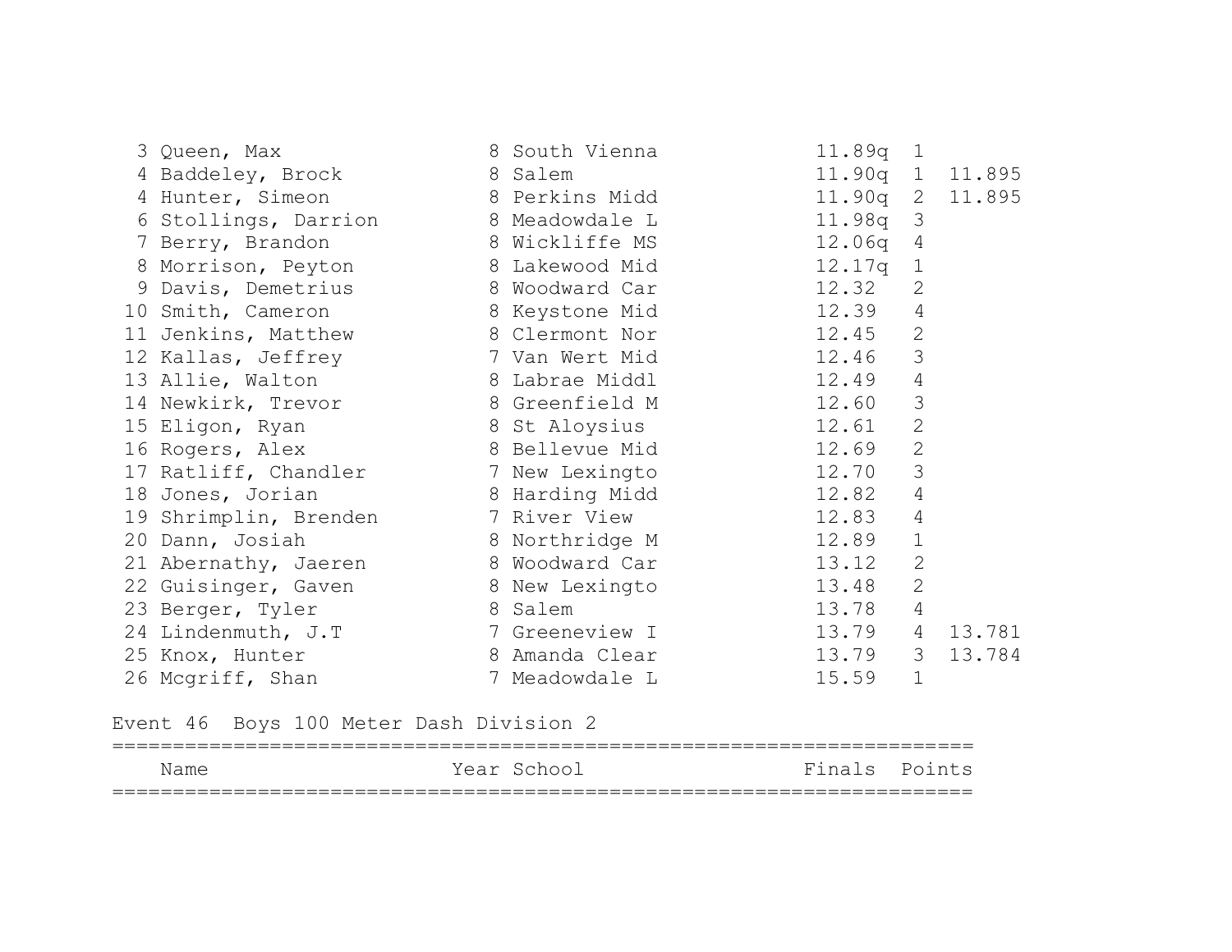| Place | Name | Year | School | Prelims | H# | Tiebreak |
|---|---|---|---|---|---|---|
| 3 | Queen, Max | 8 | South Vienna | 11.89q | 1 | |
| 4 | Baddeley, Brock | 8 | Salem | 11.90q | 1 | 11.895 |
| 4 | Hunter, Simeon | 8 | Perkins Midd | 11.90q | 2 | 11.895 |
| 6 | Stollings, Darrion | 8 | Meadowdale L | 11.98q | 3 | |
| 7 | Berry, Brandon | 8 | Wickliffe MS | 12.06q | 4 | |
| 8 | Morrison, Peyton | 8 | Lakewood Mid | 12.17q | 1 | |
| 9 | Davis, Demetrius | 8 | Woodward Car | 12.32 | 2 | |
| 10 | Smith, Cameron | 8 | Keystone Mid | 12.39 | 4 | |
| 11 | Jenkins, Matthew | 8 | Clermont Nor | 12.45 | 2 | |
| 12 | Kallas, Jeffrey | 7 | Van Wert Mid | 12.46 | 3 | |
| 13 | Allie, Walton | 8 | Labrae Middl | 12.49 | 4 | |
| 14 | Newkirk, Trevor | 8 | Greenfield M | 12.60 | 3 | |
| 15 | Eligon, Ryan | 8 | St Aloysius | 12.61 | 2 | |
| 16 | Rogers, Alex | 8 | Bellevue Mid | 12.69 | 2 | |
| 17 | Ratliff, Chandler | 7 | New Lexingto | 12.70 | 3 | |
| 18 | Jones, Jorian | 8 | Harding Midd | 12.82 | 4 | |
| 19 | Shrimplin, Brenden | 7 | River View | 12.83 | 4 | |
| 20 | Dann, Josiah | 8 | Northridge M | 12.89 | 1 | |
| 21 | Abernathy, Jaeren | 8 | Woodward Car | 13.12 | 2 | |
| 22 | Guisinger, Gaven | 8 | New Lexingto | 13.48 | 2 | |
| 23 | Berger, Tyler | 8 | Salem | 13.78 | 4 | |
| 24 | Lindenmuth, J.T | 7 | Greeneview I | 13.79 | 4 | 13.781 |
| 25 | Knox, Hunter | 8 | Amanda Clear | 13.79 | 3 | 13.784 |
| 26 | Mcgriff, Shan | 7 | Meadowdale L | 15.59 | 1 | |

Event 46 Boys 100 Meter Dash Division 2

| Name | Year | School | Finals | Points |
|---|---|---|---|---|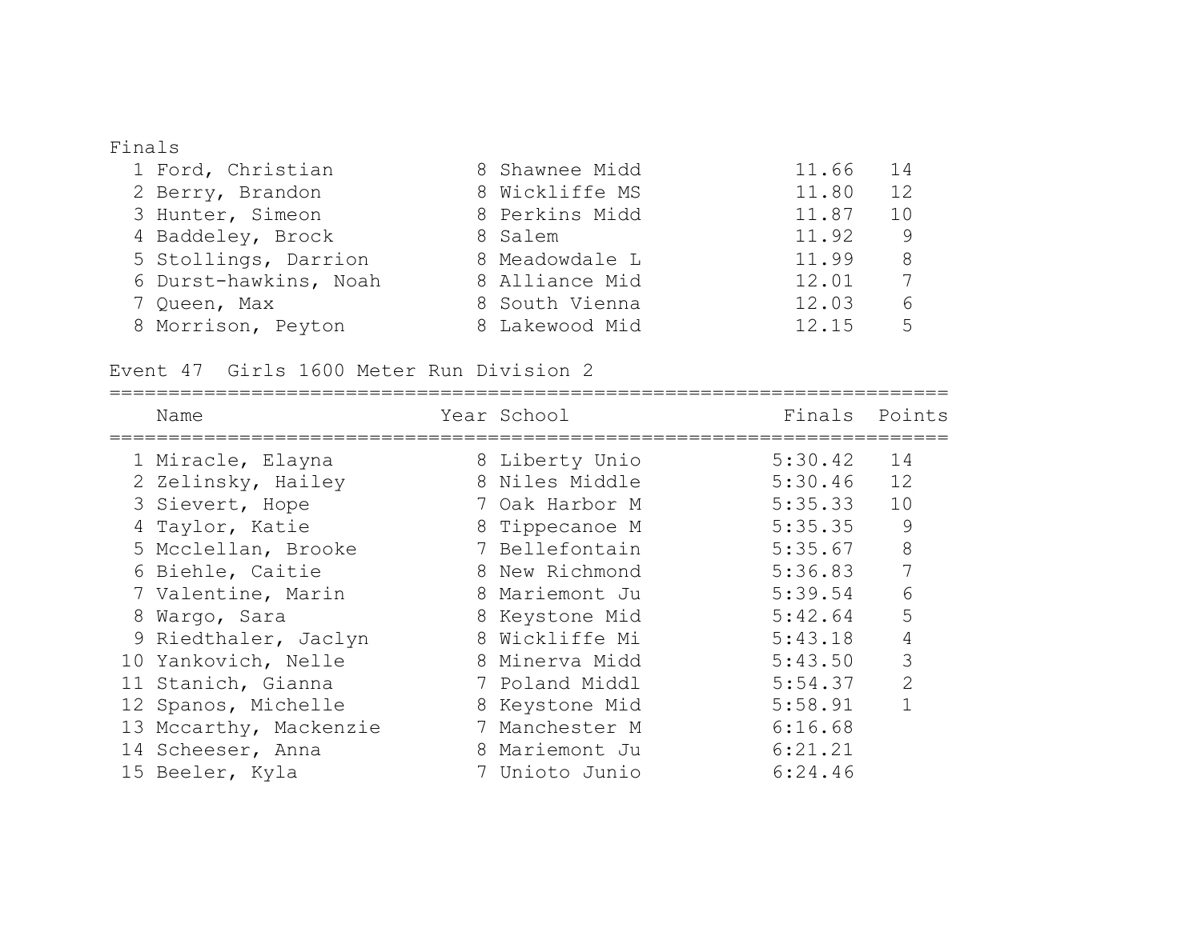Finals

| | Name | Year | School | Finals | Points |
|---|---|---|---|---|---|
| 1 | Ford, Christian | 8 | Shawnee Midd | 11.66 | 14 |
| 2 | Berry, Brandon | 8 | Wickliffe MS | 11.80 | 12 |
| 3 | Hunter, Simeon | 8 | Perkins Midd | 11.87 | 10 |
| 4 | Baddeley, Brock | 8 | Salem | 11.92 | 9 |
| 5 | Stollings, Darrion | 8 | Meadowdale L | 11.99 | 8 |
| 6 | Durst-hawkins, Noah | 8 | Alliance Mid | 12.01 | 7 |
| 7 | Queen, Max | 8 | South Vienna | 12.03 | 6 |
| 8 | Morrison, Peyton | 8 | Lakewood Mid | 12.15 | 5 |

Event 47 Girls 1600 Meter Run Division 2

| | Name | Year | School | Finals | Points |
|---|---|---|---|---|---|
| 1 | Miracle, Elayna | 8 | Liberty Unio | 5:30.42 | 14 |
| 2 | Zelinsky, Hailey | 8 | Niles Middle | 5:30.46 | 12 |
| 3 | Sievert, Hope | 7 | Oak Harbor M | 5:35.33 | 10 |
| 4 | Taylor, Katie | 8 | Tippecanoe M | 5:35.35 | 9 |
| 5 | Mcclellan, Brooke | 7 | Bellefontain | 5:35.67 | 8 |
| 6 | Biehle, Caitie | 8 | New Richmond | 5:36.83 | 7 |
| 7 | Valentine, Marin | 8 | Mariemont Ju | 5:39.54 | 6 |
| 8 | Wargo, Sara | 8 | Keystone Mid | 5:42.64 | 5 |
| 9 | Riedthaler, Jaclyn | 8 | Wickliffe Mi | 5:43.18 | 4 |
| 10 | Yankovich, Nelle | 8 | Minerva Midd | 5:43.50 | 3 |
| 11 | Stanich, Gianna | 7 | Poland Middl | 5:54.37 | 2 |
| 12 | Spanos, Michelle | 8 | Keystone Mid | 5:58.91 | 1 |
| 13 | Mccarthy, Mackenzie | 7 | Manchester M | 6:16.68 | |
| 14 | Scheeser, Anna | 8 | Mariemont Ju | 6:21.21 | |
| 15 | Beeler, Kyla | 7 | Unioto Junio | 6:24.46 | |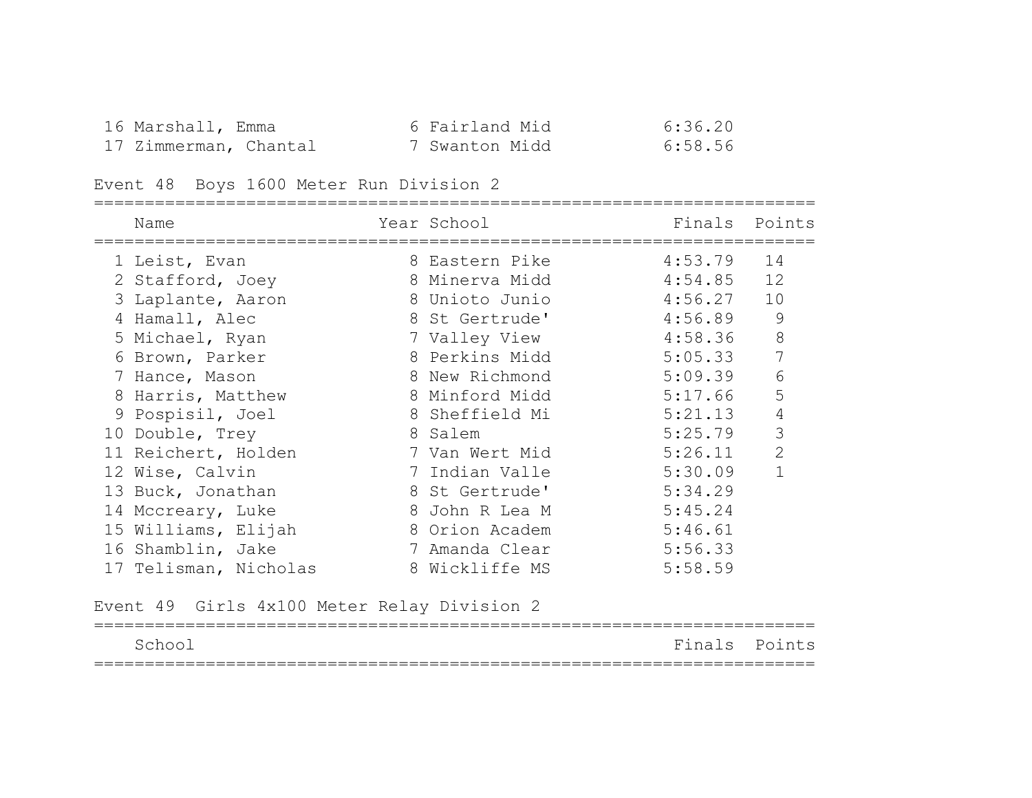| | Name | Year | School | Finals | Points |
|---|---|---|---|---|---|
| 16 | Marshall, Emma | 6 | Fairland Mid | 6:36.20 | |
| 17 | Zimmerman, Chantal | 7 | Swanton Midd | 6:58.56 | |

Event 48 Boys 1600 Meter Run Division 2

| | Name | Year | School | Finals | Points |
|---|---|---|---|---|---|
| 1 | Leist, Evan | 8 | Eastern Pike | 4:53.79 | 14 |
| 2 | Stafford, Joey | 8 | Minerva Midd | 4:54.85 | 12 |
| 3 | Laplante, Aaron | 8 | Unioto Junio | 4:56.27 | 10 |
| 4 | Hamall, Alec | 8 | St Gertrude' | 4:56.89 | 9 |
| 5 | Michael, Ryan | 7 | Valley View | 4:58.36 | 8 |
| 6 | Brown, Parker | 8 | Perkins Midd | 5:05.33 | 7 |
| 7 | Hance, Mason | 8 | New Richmond | 5:09.39 | 6 |
| 8 | Harris, Matthew | 8 | Minford Midd | 5:17.66 | 5 |
| 9 | Pospisil, Joel | 8 | Sheffield Mi | 5:21.13 | 4 |
| 10 | Double, Trey | 8 | Salem | 5:25.79 | 3 |
| 11 | Reichert, Holden | 7 | Van Wert Mid | 5:26.11 | 2 |
| 12 | Wise, Calvin | 7 | Indian Valle | 5:30.09 | 1 |
| 13 | Buck, Jonathan | 8 | St Gertrude' | 5:34.29 | |
| 14 | Mccreary, Luke | 8 | John R Lea M | 5:45.24 | |
| 15 | Williams, Elijah | 8 | Orion Academ | 5:46.61 | |
| 16 | Shamblin, Jake | 7 | Amanda Clear | 5:56.33 | |
| 17 | Telisman, Nicholas | 8 | Wickliffe MS | 5:58.59 | |

Event 49 Girls 4x100 Meter Relay Division 2

| School | Finals | Points |
|---|---|---|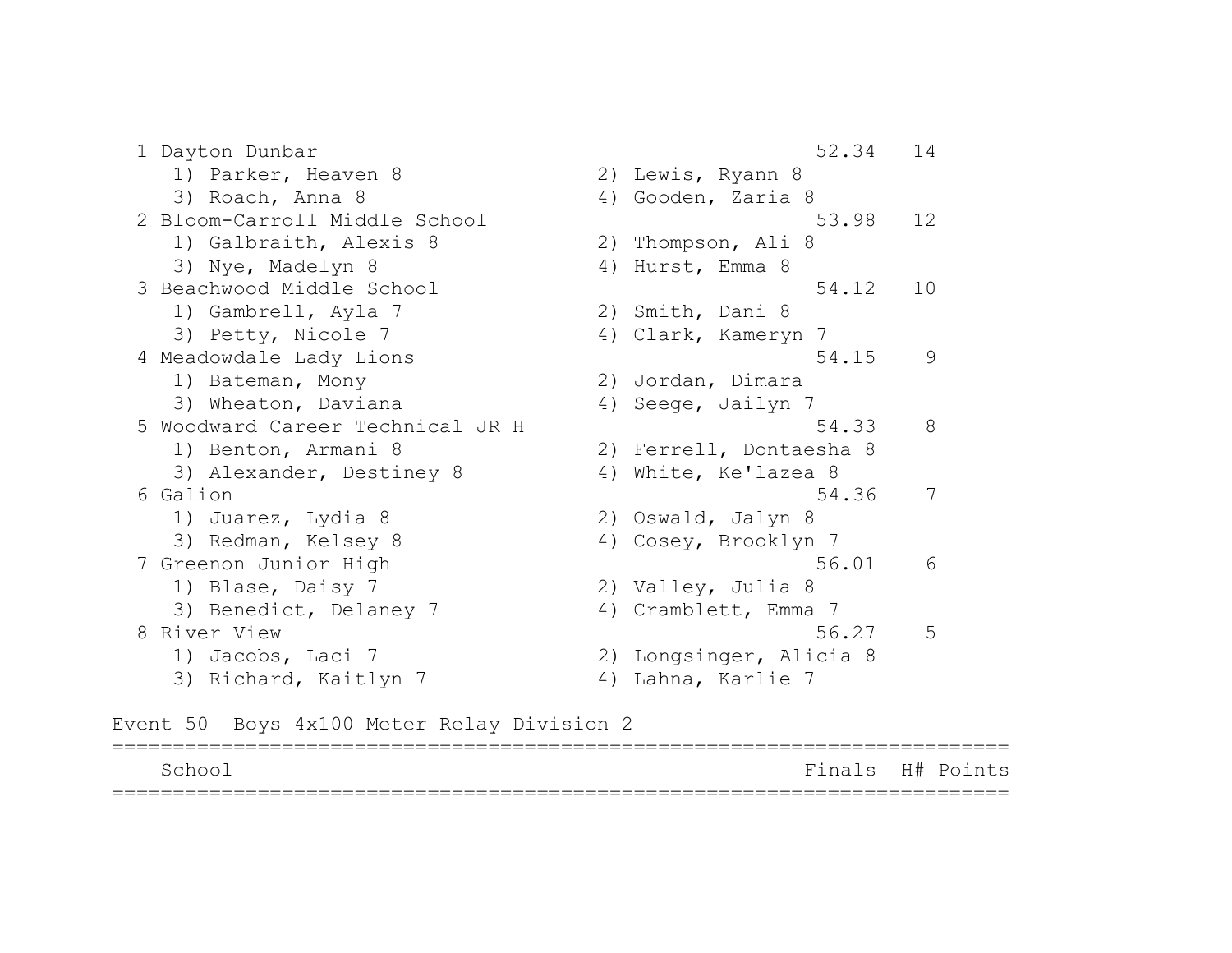| Place | School | Finals | Points |
|---|---|---|---|
| 1 | Dayton Dunbar | 52.34 | 14 |
| | 1) Parker, Heaven 8; 2) Lewis, Ryann 8; 3) Roach, Anna 8; 4) Gooden, Zaria 8 | | |
| 2 | Bloom-Carroll Middle School | 53.98 | 12 |
| | 1) Galbraith, Alexis 8; 2) Thompson, Ali 8; 3) Nye, Madelyn 8; 4) Hurst, Emma 8 | | |
| 3 | Beachwood Middle School | 54.12 | 10 |
| | 1) Gambrell, Ayla 7; 2) Smith, Dani 8; 3) Petty, Nicole 7; 4) Clark, Kameryn 7 | | |
| 4 | Meadowdale Lady Lions | 54.15 | 9 |
| | 1) Bateman, Mony; 2) Jordan, Dimara; 3) Wheaton, Daviana; 4) Seege, Jailyn 7 | | |
| 5 | Woodward Career Technical JR H | 54.33 | 8 |
| | 1) Benton, Armani 8; 2) Ferrell, Dontaesha 8; 3) Alexander, Destiney 8; 4) White, Ke'lazea 8 | | |
| 6 | Galion | 54.36 | 7 |
| | 1) Juarez, Lydia 8; 2) Oswald, Jalyn 8; 3) Redman, Kelsey 8; 4) Cosey, Brooklyn 7 | | |
| 7 | Greenon Junior High | 56.01 | 6 |
| | 1) Blase, Daisy 7; 2) Valley, Julia 8; 3) Benedict, Delaney 7; 4) Cramblett, Emma 7 | | |
| 8 | River View | 56.27 | 5 |
| | 1) Jacobs, Laci 7; 2) Longsinger, Alicia 8; 3) Richard, Kaitlyn 7; 4) Lahna, Karlie 7 | | |

## Event 50 Boys 4x100 Meter Relay Division 2

| School | Finals | H# | Points |
|---|---|---|---|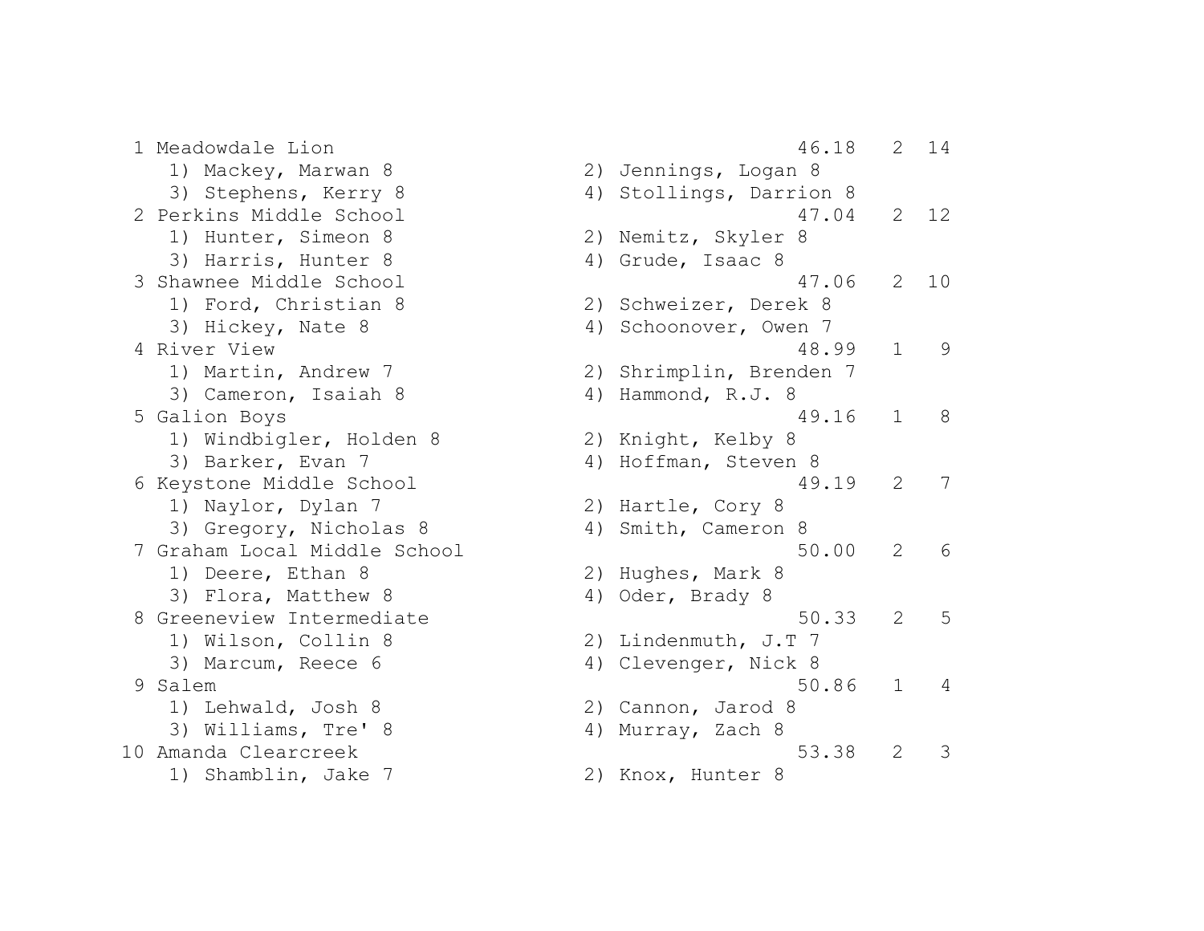```
  1 Meadowdale Lion                                     46.18   2  14
     1) Mackey, Marwan 8                2) Jennings, Logan 8
     3) Stephens, Kerry 8               4) Stollings, Darrion 8
  2 Perkins Middle School                               47.04   2  12
     1) Hunter, Simeon 8                2) Nemitz, Skyler 8
     3) Harris, Hunter 8                4) Grude, Isaac 8
  3 Shawnee Middle School                               47.06   2  10
     1) Ford, Christian 8               2) Schweizer, Derek 8
     3) Hickey, Nate 8                  4) Schoonover, Owen 7
  4 River View                                          48.99   1   9
     1) Martin, Andrew 7                2) Shrimplin, Brenden 7
     3) Cameron, Isaiah 8               4) Hammond, R.J. 8
  5 Galion Boys                                         49.16   1   8
     1) Windbigler, Holden 8            2) Knight, Kelby 8
     3) Barker, Evan 7                  4) Hoffman, Steven 8
  6 Keystone Middle School                              49.19   2   7
     1) Naylor, Dylan 7                 2) Hartle, Cory 8
     3) Gregory, Nicholas 8             4) Smith, Cameron 8
  7 Graham Local Middle School                          50.00   2   6
     1) Deere, Ethan 8                  2) Hughes, Mark 8
     3) Flora, Matthew 8                4) Oder, Brady 8
  8 Greeneview Intermediate                             50.33   2   5
     1) Wilson, Collin 8                2) Lindenmuth, J.T 7
     3) Marcum, Reece 6                 4) Clevenger, Nick 8
  9 Salem                                               50.86   1   4
     1) Lehwald, Josh 8                 2) Cannon, Jarod 8
     3) Williams, Tre' 8                4) Murray, Zach 8
 10 Amanda Clearcreek                                   53.38   2   3
     1) Shamblin, Jake 7                2) Knox, Hunter 8
```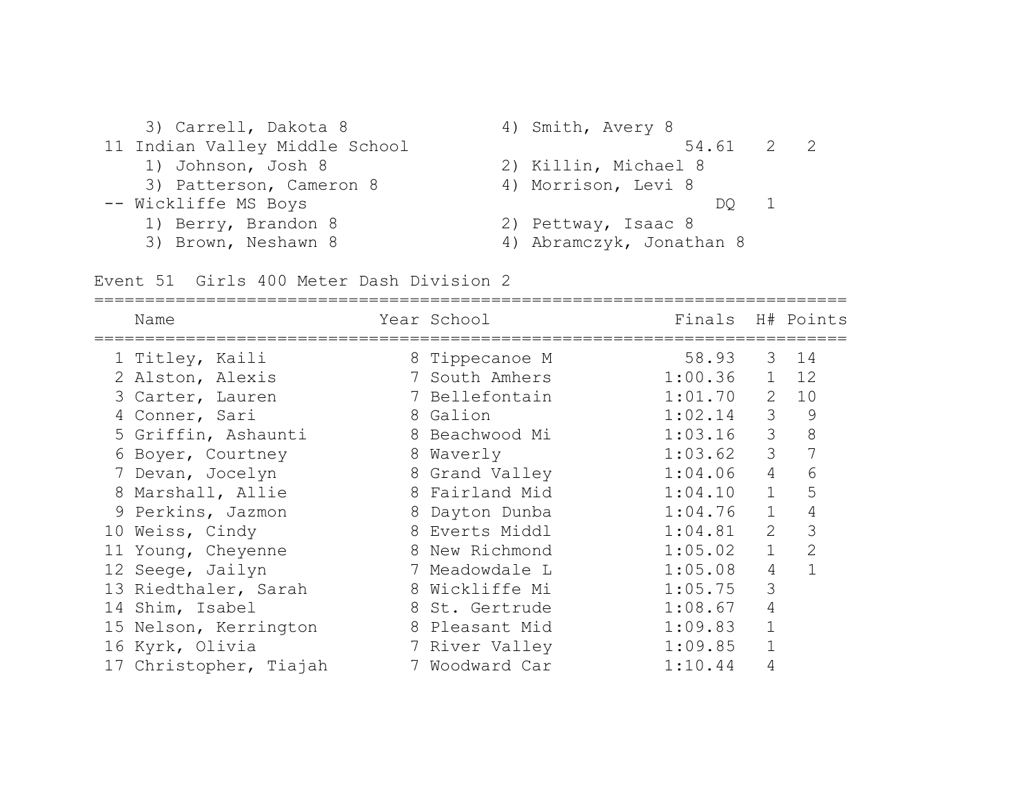3) Carrell, Dakota 8 4) Smith, Avery 8

11 Indian Valley Middle School 54.61 2 2

1) Johnson, Josh 8 2) Killin, Michael 8

3) Patterson, Cameron 8 4) Morrison, Levi 8

-- Wickliffe MS Boys DQ 1

1) Berry, Brandon 8 2) Pettway, Isaac 8

3) Brown, Neshawn 8 4) Abramczyk, Jonathan 8

## Event 51 Girls 400 Meter Dash Division 2

| | Name | Year | School | Finals | H# | Points |
|---|---|---|---|---|---|---|
| 1 | Titley, Kaili | 8 | Tippecanoe M | 58.93 | 3 | 14 |
| 2 | Alston, Alexis | 7 | South Amhers | 1:00.36 | 1 | 12 |
| 3 | Carter, Lauren | 7 | Bellefontain | 1:01.70 | 2 | 10 |
| 4 | Conner, Sari | 8 | Galion | 1:02.14 | 3 | 9 |
| 5 | Griffin, Ashaunti | 8 | Beachwood Mi | 1:03.16 | 3 | 8 |
| 6 | Boyer, Courtney | 8 | Waverly | 1:03.62 | 3 | 7 |
| 7 | Devan, Jocelyn | 8 | Grand Valley | 1:04.06 | 4 | 6 |
| 8 | Marshall, Allie | 8 | Fairland Mid | 1:04.10 | 1 | 5 |
| 9 | Perkins, Jazmon | 8 | Dayton Dunba | 1:04.76 | 1 | 4 |
| 10 | Weiss, Cindy | 8 | Everts Middl | 1:04.81 | 2 | 3 |
| 11 | Young, Cheyenne | 8 | New Richmond | 1:05.02 | 1 | 2 |
| 12 | Seege, Jailyn | 7 | Meadowdale L | 1:05.08 | 4 | 1 |
| 13 | Riedthaler, Sarah | 8 | Wickliffe Mi | 1:05.75 | 3 | |
| 14 | Shim, Isabel | 8 | St. Gertrude | 1:08.67 | 4 | |
| 15 | Nelson, Kerrington | 8 | Pleasant Mid | 1:09.83 | 1 | |
| 16 | Kyrk, Olivia | 7 | River Valley | 1:09.85 | 1 | |
| 17 | Christopher, Tiajah | 7 | Woodward Car | 1:10.44 | 4 | |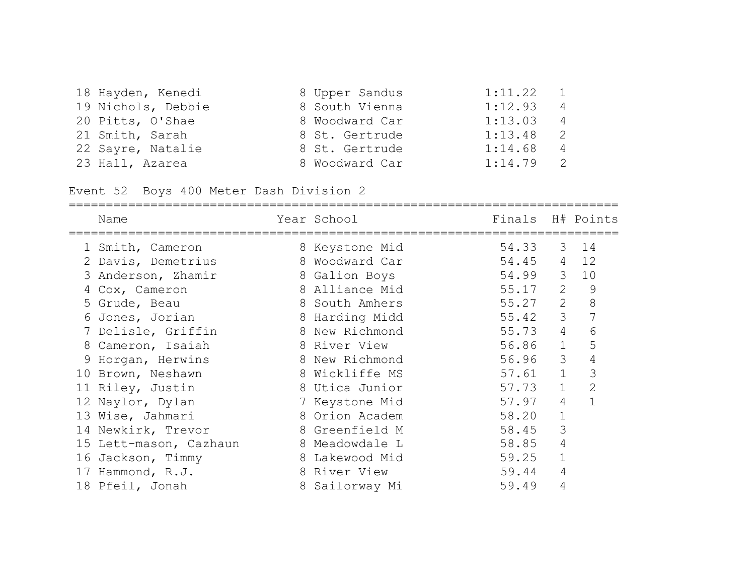| Place | Name | Year | School | Finals | H# | Points |
|---|---|---|---|---|---|---|
| 18 | Hayden, Kenedi | 8 | Upper Sandus | 1:11.22 | 1 | |
| 19 | Nichols, Debbie | 8 | South Vienna | 1:12.93 | 4 | |
| 20 | Pitts, O'Shae | 8 | Woodward Car | 1:13.03 | 4 | |
| 21 | Smith, Sarah | 8 | St. Gertrude | 1:13.48 | 2 | |
| 22 | Sayre, Natalie | 8 | St. Gertrude | 1:14.68 | 4 | |
| 23 | Hall, Azarea | 8 | Woodward Car | 1:14.79 | 2 | |

## Event 52 Boys 400 Meter Dash Division 2

| Place | Name | Year | School | Finals | H# | Points |
|---|---|---|---|---|---|---|
| 1 | Smith, Cameron | 8 | Keystone Mid | 54.33 | 3 | 14 |
| 2 | Davis, Demetrius | 8 | Woodward Car | 54.45 | 4 | 12 |
| 3 | Anderson, Zhamir | 8 | Galion Boys | 54.99 | 3 | 10 |
| 4 | Cox, Cameron | 8 | Alliance Mid | 55.17 | 2 | 9 |
| 5 | Grude, Beau | 8 | South Amhers | 55.27 | 2 | 8 |
| 6 | Jones, Jorian | 8 | Harding Midd | 55.42 | 3 | 7 |
| 7 | Delisle, Griffin | 8 | New Richmond | 55.73 | 4 | 6 |
| 8 | Cameron, Isaiah | 8 | River View | 56.86 | 1 | 5 |
| 9 | Horgan, Herwins | 8 | New Richmond | 56.96 | 3 | 4 |
| 10 | Brown, Neshawn | 8 | Wickliffe MS | 57.61 | 1 | 3 |
| 11 | Riley, Justin | 8 | Utica Junior | 57.73 | 1 | 2 |
| 12 | Naylor, Dylan | 7 | Keystone Mid | 57.97 | 4 | 1 |
| 13 | Wise, Jahmari | 8 | Orion Academ | 58.20 | 1 | |
| 14 | Newkirk, Trevor | 8 | Greenfield M | 58.45 | 3 | |
| 15 | Lett-mason, Cazhaun | 8 | Meadowdale L | 58.85 | 4 | |
| 16 | Jackson, Timmy | 8 | Lakewood Mid | 59.25 | 1 | |
| 17 | Hammond, R.J. | 8 | River View | 59.44 | 4 | |
| 18 | Pfeil, Jonah | 8 | Sailorway Mi | 59.49 | 4 | |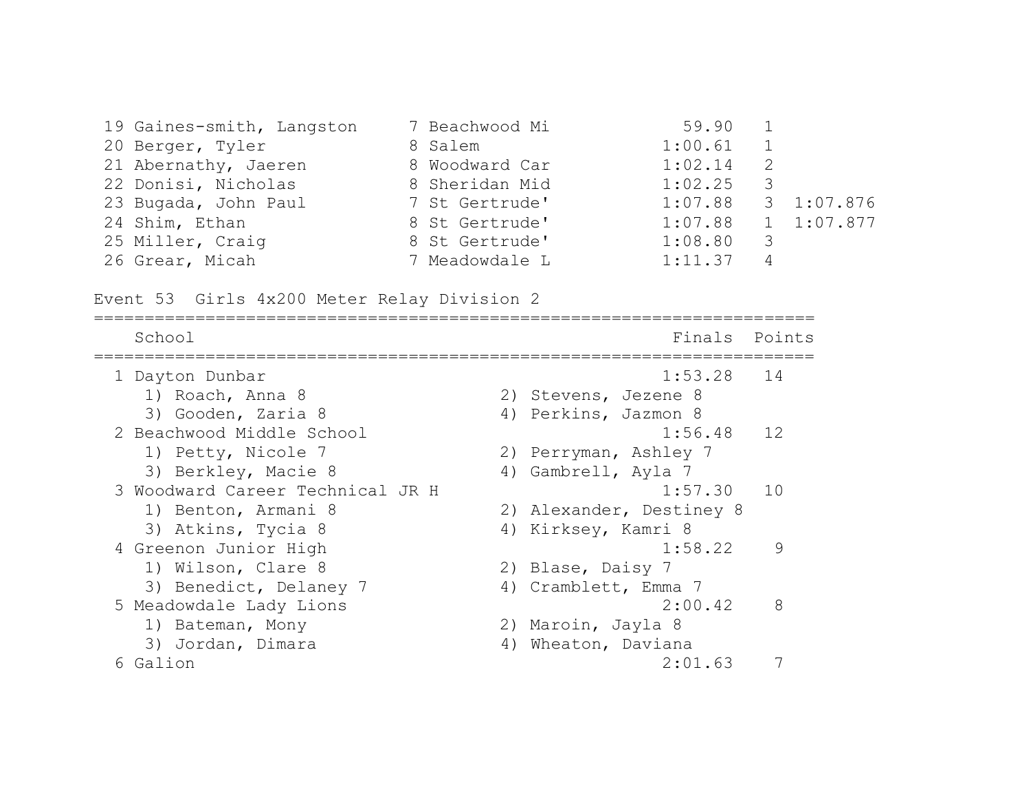| Place | Name | Year | School | Finals | H# | Tiebreak |
|---|---|---|---|---|---|---|
| 19 | Gaines-smith, Langston | 7 | Beachwood Mi | 59.90 | 1 | |
| 20 | Berger, Tyler | 8 | Salem | 1:00.61 | 1 | |
| 21 | Abernathy, Jaeren | 8 | Woodward Car | 1:02.14 | 2 | |
| 22 | Donisi, Nicholas | 8 | Sheridan Mid | 1:02.25 | 3 | |
| 23 | Bugada, John Paul | 7 | St Gertrude' | 1:07.88 | 3 | 1:07.876 |
| 24 | Shim, Ethan | 8 | St Gertrude' | 1:07.88 | 1 | 1:07.877 |
| 25 | Miller, Craig | 8 | St Gertrude' | 1:08.80 | 3 | |
| 26 | Grear, Micah | 7 | Meadowdale L | 1:11.37 | 4 | |

## Event 53 Girls 4x200 Meter Relay Division 2

| Place | School | Finals | Points |
|---|---|---|---|
| 1 | Dayton Dunbar | 1:53.28 | 14 |
| | 1) Roach, Anna 8; 2) Stevens, Jezene 8; 3) Gooden, Zaria 8; 4) Perkins, Jazmon 8 | | |
| 2 | Beachwood Middle School | 1:56.48 | 12 |
| | 1) Petty, Nicole 7; 2) Perryman, Ashley 7; 3) Berkley, Macie 8; 4) Gambrell, Ayla 7 | | |
| 3 | Woodward Career Technical JR H | 1:57.30 | 10 |
| | 1) Benton, Armani 8; 2) Alexander, Destiney 8; 3) Atkins, Tycia 8; 4) Kirksey, Kamri 8 | | |
| 4 | Greenon Junior High | 1:58.22 | 9 |
| | 1) Wilson, Clare 8; 2) Blase, Daisy 7; 3) Benedict, Delaney 7; 4) Cramblett, Emma 7 | | |
| 5 | Meadowdale Lady Lions | 2:00.42 | 8 |
| | 1) Bateman, Mony; 2) Maroin, Jayla 8; 3) Jordan, Dimara; 4) Wheaton, Daviana | | |
| 6 | Galion | 2:01.63 | 7 |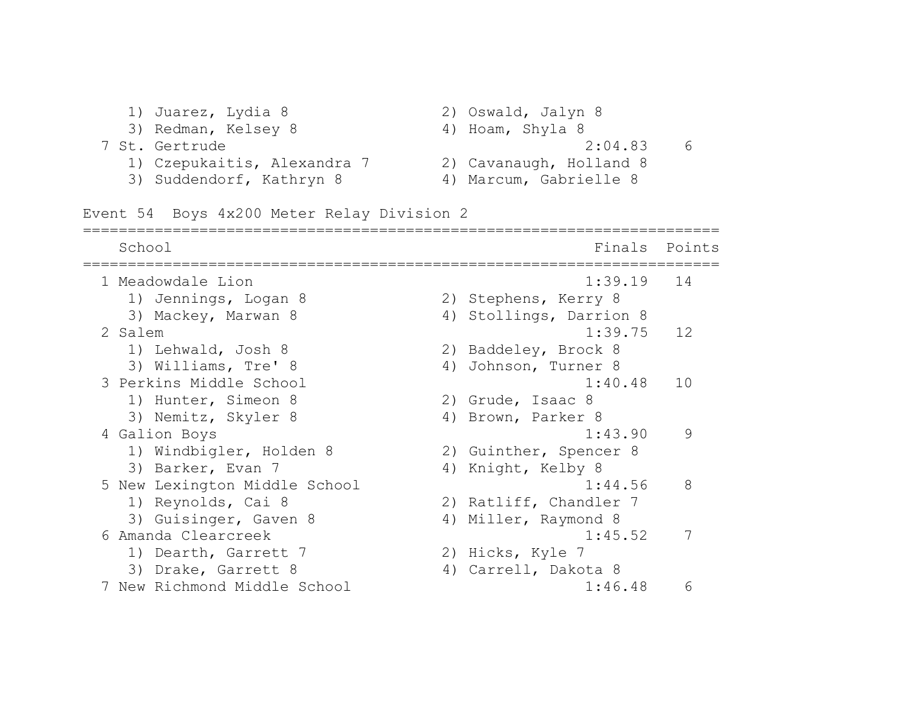1) Juarez, Lydia 8 2) Oswald, Jalyn 8
3) Redman, Kelsey 8 4) Hoam, Shyla 8

| | School | Finals | Points |
|---|---|---|---|
| 7 | St. Gertrude | 2:04.83 | 6 |

1) Czepukaitis, Alexandra 7 2) Cavanaugh, Holland 8
3) Suddendorf, Kathryn 8 4) Marcum, Gabrielle 8

## Event 54 Boys 4x200 Meter Relay Division 2

| | School | Finals | Points |
|---|---|---|---|
| 1 | Meadowdale Lion | 1:39.19 | 14 |
| | 1) Jennings, Logan 8; 2) Stephens, Kerry 8; 3) Mackey, Marwan 8; 4) Stollings, Darrion 8 | | |
| 2 | Salem | 1:39.75 | 12 |
| | 1) Lehwald, Josh 8; 2) Baddeley, Brock 8; 3) Williams, Tre' 8; 4) Johnson, Turner 8 | | |
| 3 | Perkins Middle School | 1:40.48 | 10 |
| | 1) Hunter, Simeon 8; 2) Grude, Isaac 8; 3) Nemitz, Skyler 8; 4) Brown, Parker 8 | | |
| 4 | Galion Boys | 1:43.90 | 9 |
| | 1) Windbigler, Holden 8; 2) Guinther, Spencer 8; 3) Barker, Evan 7; 4) Knight, Kelby 8 | | |
| 5 | New Lexington Middle School | 1:44.56 | 8 |
| | 1) Reynolds, Cai 8; 2) Ratliff, Chandler 7; 3) Guisinger, Gaven 8; 4) Miller, Raymond 8 | | |
| 6 | Amanda Clearcreek | 1:45.52 | 7 |
| | 1) Dearth, Garrett 7; 2) Hicks, Kyle 7; 3) Drake, Garrett 8; 4) Carrell, Dakota 8 | | |
| 7 | New Richmond Middle School | 1:46.48 | 6 |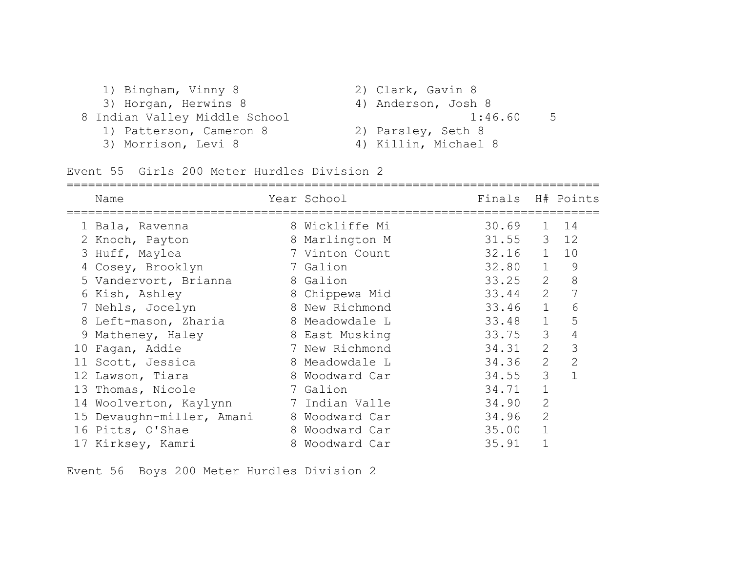1) Bingham, Vinny 8  2) Clark, Gavin 8
3) Horgan, Herwins 8  4) Anderson, Josh 8

8 Indian Valley Middle School  1:46.60  5

1) Patterson, Cameron 8  2) Parsley, Seth 8
3) Morrison, Levi 8  4) Killin, Michael 8

### Event 55 Girls 200 Meter Hurdles Division 2

| | Name | Year | School | Finals | H# | Points |
|---|---|---|---|---|---|---|
| 1 | Bala, Ravenna | 8 | Wickliffe Mi | 30.69 | 1 | 14 |
| 2 | Knoch, Payton | 8 | Marlington M | 31.55 | 3 | 12 |
| 3 | Huff, Maylea | 7 | Vinton Count | 32.16 | 1 | 10 |
| 4 | Cosey, Brooklyn | 7 | Galion | 32.80 | 1 | 9 |
| 5 | Vandervort, Brianna | 8 | Galion | 33.25 | 2 | 8 |
| 6 | Kish, Ashley | 8 | Chippewa Mid | 33.44 | 2 | 7 |
| 7 | Nehls, Jocelyn | 8 | New Richmond | 33.46 | 1 | 6 |
| 8 | Left-mason, Zharia | 8 | Meadowdale L | 33.48 | 1 | 5 |
| 9 | Matheney, Haley | 8 | East Musking | 33.75 | 3 | 4 |
| 10 | Fagan, Addie | 7 | New Richmond | 34.31 | 2 | 3 |
| 11 | Scott, Jessica | 8 | Meadowdale L | 34.36 | 2 | 2 |
| 12 | Lawson, Tiara | 8 | Woodward Car | 34.55 | 3 | 1 |
| 13 | Thomas, Nicole | 7 | Galion | 34.71 | 1 | |
| 14 | Woolverton, Kaylynn | 7 | Indian Valle | 34.90 | 2 | |
| 15 | Devaughn-miller, Amani | 8 | Woodward Car | 34.96 | 2 | |
| 16 | Pitts, O'Shae | 8 | Woodward Car | 35.00 | 1 | |
| 17 | Kirksey, Kamri | 8 | Woodward Car | 35.91 | 1 | |

### Event 56 Boys 200 Meter Hurdles Division 2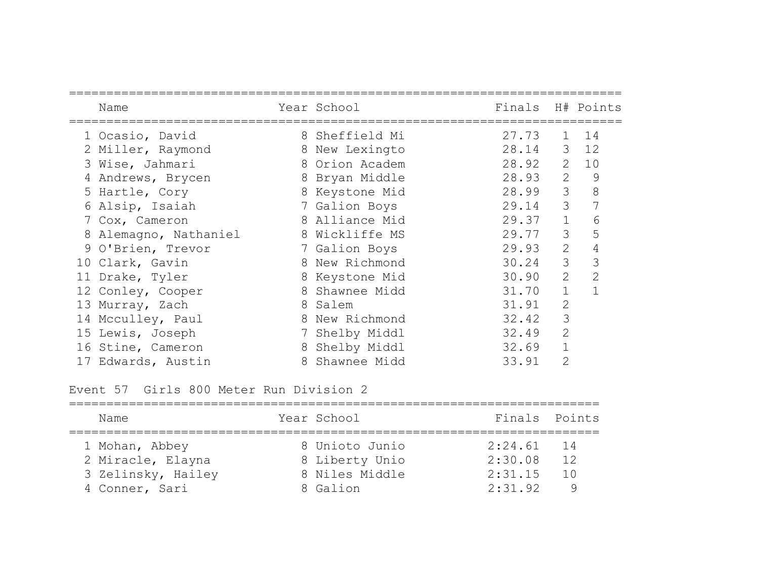| | Name | Year | School | Finals | H# | Points |
|---|---|---|---|---|---|---|
| 1 | Ocasio, David | 8 | Sheffield Mi | 27.73 | 1 | 14 |
| 2 | Miller, Raymond | 8 | New Lexingto | 28.14 | 3 | 12 |
| 3 | Wise, Jahmari | 8 | Orion Academ | 28.92 | 2 | 10 |
| 4 | Andrews, Brycen | 8 | Bryan Middle | 28.93 | 2 | 9 |
| 5 | Hartle, Cory | 8 | Keystone Mid | 28.99 | 3 | 8 |
| 6 | Alsip, Isaiah | 7 | Galion Boys | 29.14 | 3 | 7 |
| 7 | Cox, Cameron | 8 | Alliance Mid | 29.37 | 1 | 6 |
| 8 | Alemagno, Nathaniel | 8 | Wickliffe MS | 29.77 | 3 | 5 |
| 9 | O'Brien, Trevor | 7 | Galion Boys | 29.93 | 2 | 4 |
| 10 | Clark, Gavin | 8 | New Richmond | 30.24 | 3 | 3 |
| 11 | Drake, Tyler | 8 | Keystone Mid | 30.90 | 2 | 2 |
| 12 | Conley, Cooper | 8 | Shawnee Midd | 31.70 | 1 | 1 |
| 13 | Murray, Zach | 8 | Salem | 31.91 | 2 | |
| 14 | Mcculley, Paul | 8 | New Richmond | 32.42 | 3 | |
| 15 | Lewis, Joseph | 7 | Shelby Middl | 32.49 | 2 | |
| 16 | Stine, Cameron | 8 | Shelby Middl | 32.69 | 1 | |
| 17 | Edwards, Austin | 8 | Shawnee Midd | 33.91 | 2 | |

Event 57  Girls 800 Meter Run Division 2

| | Name | Year | School | Finals | Points |
|---|---|---|---|---|---|
| 1 | Mohan, Abbey | 8 | Unioto Junio | 2:24.61 | 14 |
| 2 | Miracle, Elayna | 8 | Liberty Unio | 2:30.08 | 12 |
| 3 | Zelinsky, Hailey | 8 | Niles Middle | 2:31.15 | 10 |
| 4 | Conner, Sari | 8 | Galion | 2:31.92 | 9 |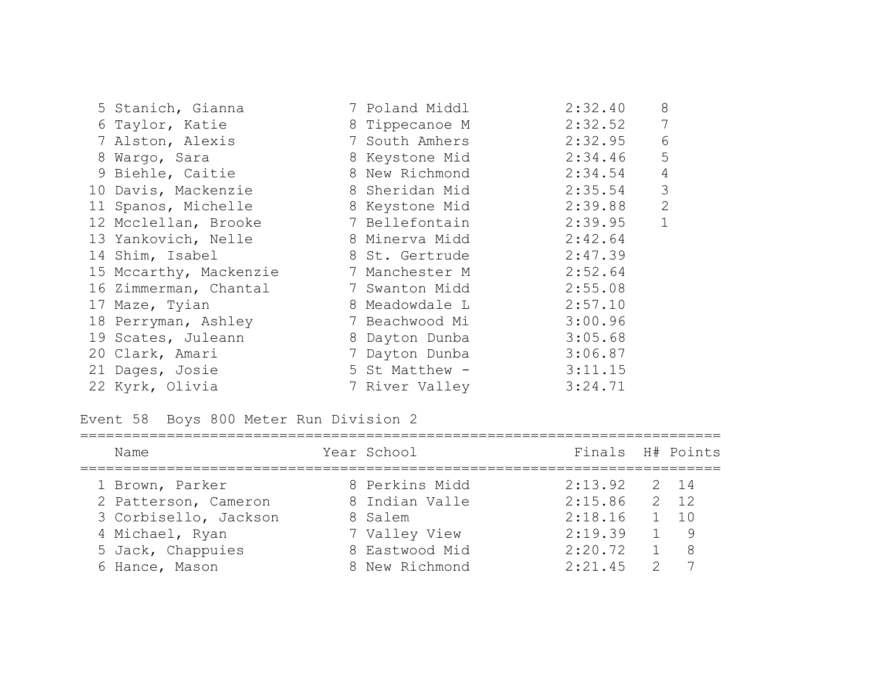| Place | Name | Year | School | Finals | Points |
|---|---|---|---|---|---|
| 5 | Stanich, Gianna | 7 | Poland Middl | 2:32.40 | 8 |
| 6 | Taylor, Katie | 8 | Tippecanoe M | 2:32.52 | 7 |
| 7 | Alston, Alexis | 7 | South Amhers | 2:32.95 | 6 |
| 8 | Wargo, Sara | 8 | Keystone Mid | 2:34.46 | 5 |
| 9 | Biehle, Caitie | 8 | New Richmond | 2:34.54 | 4 |
| 10 | Davis, Mackenzie | 8 | Sheridan Mid | 2:35.54 | 3 |
| 11 | Spanos, Michelle | 8 | Keystone Mid | 2:39.88 | 2 |
| 12 | Mcclellan, Brooke | 7 | Bellefontain | 2:39.95 | 1 |
| 13 | Yankovich, Nelle | 8 | Minerva Midd | 2:42.64 | |
| 14 | Shim, Isabel | 8 | St. Gertrude | 2:47.39 | |
| 15 | Mccarthy, Mackenzie | 7 | Manchester M | 2:52.64 | |
| 16 | Zimmerman, Chantal | 7 | Swanton Midd | 2:55.08 | |
| 17 | Maze, Tyian | 8 | Meadowdale L | 2:57.10 | |
| 18 | Perryman, Ashley | 7 | Beachwood Mi | 3:00.96 | |
| 19 | Scates, Juleann | 8 | Dayton Dunba | 3:05.68 | |
| 20 | Clark, Amari | 7 | Dayton Dunba | 3:06.87 | |
| 21 | Dages, Josie | 5 | St Matthew - | 3:11.15 | |
| 22 | Kyrk, Olivia | 7 | River Valley | 3:24.71 | |

Event 58 Boys 800 Meter Run Division 2

| Place | Name | Year | School | Finals | H# | Points |
|---|---|---|---|---|---|---|
| 1 | Brown, Parker | 8 | Perkins Midd | 2:13.92 | 2 | 14 |
| 2 | Patterson, Cameron | 8 | Indian Valle | 2:15.86 | 2 | 12 |
| 3 | Corbisello, Jackson | 8 | Salem | 2:18.16 | 1 | 10 |
| 4 | Michael, Ryan | 7 | Valley View | 2:19.39 | 1 | 9 |
| 5 | Jack, Chappuies | 8 | Eastwood Mid | 2:20.72 | 1 | 8 |
| 6 | Hance, Mason | 8 | New Richmond | 2:21.45 | 2 | 7 |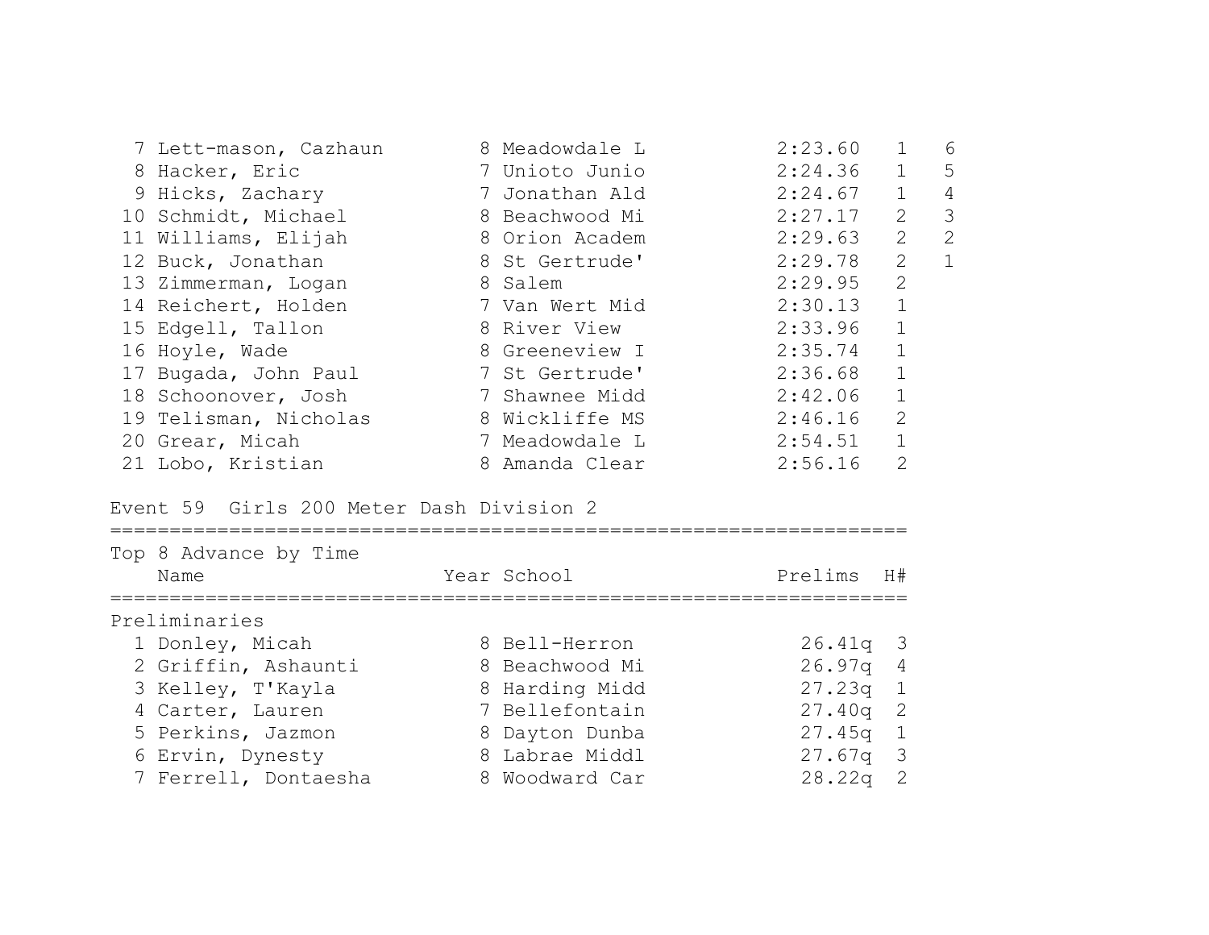| Place | Name | Year | School | Time | H# | Points |
|---|---|---|---|---|---|---|
| 7 | Lett-mason, Cazhaun | 8 | Meadowdale L | 2:23.60 | 1 | 6 |
| 8 | Hacker, Eric | 7 | Unioto Junio | 2:24.36 | 1 | 5 |
| 9 | Hicks, Zachary | 7 | Jonathan Ald | 2:24.67 | 1 | 4 |
| 10 | Schmidt, Michael | 8 | Beachwood Mi | 2:27.17 | 2 | 3 |
| 11 | Williams, Elijah | 8 | Orion Academ | 2:29.63 | 2 | 2 |
| 12 | Buck, Jonathan | 8 | St Gertrude' | 2:29.78 | 2 | 1 |
| 13 | Zimmerman, Logan | 8 | Salem | 2:29.95 | 2 | |
| 14 | Reichert, Holden | 7 | Van Wert Mid | 2:30.13 | 1 | |
| 15 | Edgell, Tallon | 8 | River View | 2:33.96 | 1 | |
| 16 | Hoyle, Wade | 8 | Greeneview I | 2:35.74 | 1 | |
| 17 | Bugada, John Paul | 7 | St Gertrude' | 2:36.68 | 1 | |
| 18 | Schoonover, Josh | 7 | Shawnee Midd | 2:42.06 | 1 | |
| 19 | Telisman, Nicholas | 8 | Wickliffe MS | 2:46.16 | 2 | |
| 20 | Grear, Micah | 7 | Meadowdale L | 2:54.51 | 1 | |
| 21 | Lobo, Kristian | 8 | Amanda Clear | 2:56.16 | 2 | |

## Event 59 Girls 200 Meter Dash Division 2

Top 8 Advance by Time

**Preliminaries**

| Place | Name | Year | School | Prelims | H# |
|---|---|---|---|---|---|
| 1 | Donley, Micah | 8 | Bell-Herron | 26.41q | 3 |
| 2 | Griffin, Ashaunti | 8 | Beachwood Mi | 26.97q | 4 |
| 3 | Kelley, T'Kayla | 8 | Harding Midd | 27.23q | 1 |
| 4 | Carter, Lauren | 7 | Bellefontain | 27.40q | 2 |
| 5 | Perkins, Jazmon | 8 | Dayton Dunba | 27.45q | 1 |
| 6 | Ervin, Dynesty | 8 | Labrae Middl | 27.67q | 3 |
| 7 | Ferrell, Dontaesha | 8 | Woodward Car | 28.22q | 2 |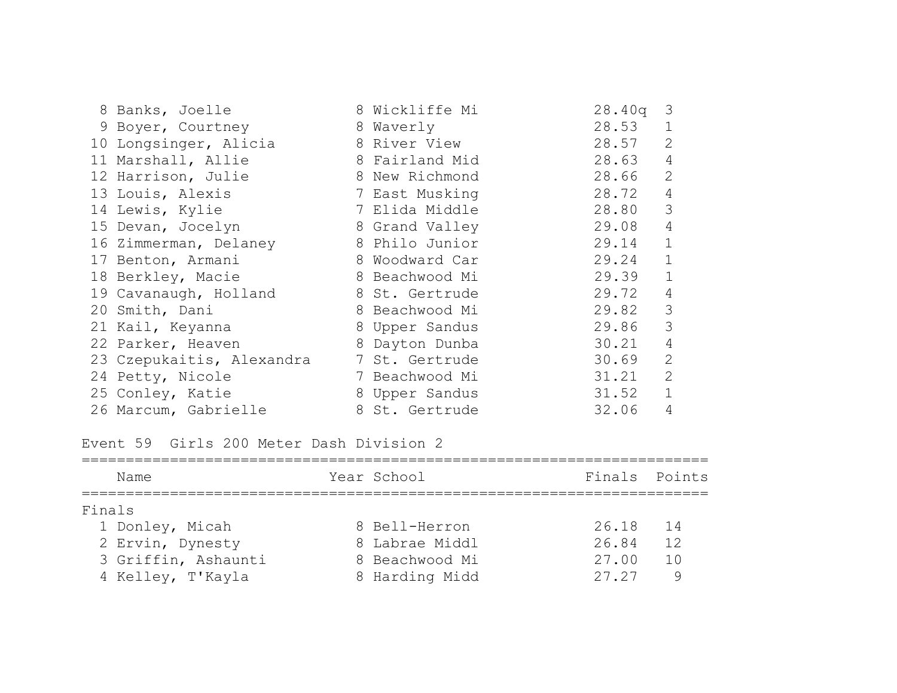| Place | Name | Year | School | Finals | Heat |
|---|---|---|---|---|---|
| 8 | Banks, Joelle | 8 | Wickliffe Mi | 28.40q | 3 |
| 9 | Boyer, Courtney | 8 | Waverly | 28.53 | 1 |
| 10 | Longsinger, Alicia | 8 | River View | 28.57 | 2 |
| 11 | Marshall, Allie | 8 | Fairland Mid | 28.63 | 4 |
| 12 | Harrison, Julie | 8 | New Richmond | 28.66 | 2 |
| 13 | Louis, Alexis | 7 | East Musking | 28.72 | 4 |
| 14 | Lewis, Kylie | 7 | Elida Middle | 28.80 | 3 |
| 15 | Devan, Jocelyn | 8 | Grand Valley | 29.08 | 4 |
| 16 | Zimmerman, Delaney | 8 | Philo Junior | 29.14 | 1 |
| 17 | Benton, Armani | 8 | Woodward Car | 29.24 | 1 |
| 18 | Berkley, Macie | 8 | Beachwood Mi | 29.39 | 1 |
| 19 | Cavanaugh, Holland | 8 | St. Gertrude | 29.72 | 4 |
| 20 | Smith, Dani | 8 | Beachwood Mi | 29.82 | 3 |
| 21 | Kail, Keyanna | 8 | Upper Sandus | 29.86 | 3 |
| 22 | Parker, Heaven | 8 | Dayton Dunba | 30.21 | 4 |
| 23 | Czepukaitis, Alexandra | 7 | St. Gertrude | 30.69 | 2 |
| 24 | Petty, Nicole | 7 | Beachwood Mi | 31.21 | 2 |
| 25 | Conley, Katie | 8 | Upper Sandus | 31.52 | 1 |
| 26 | Marcum, Gabrielle | 8 | St. Gertrude | 32.06 | 4 |

## Event 59 Girls 200 Meter Dash Division 2

Finals

| Place | Name | Year | School | Finals | Points |
|---|---|---|---|---|---|
| 1 | Donley, Micah | 8 | Bell-Herron | 26.18 | 14 |
| 2 | Ervin, Dynesty | 8 | Labrae Middl | 26.84 | 12 |
| 3 | Griffin, Ashaunti | 8 | Beachwood Mi | 27.00 | 10 |
| 4 | Kelley, T'Kayla | 8 | Harding Midd | 27.27 | 9 |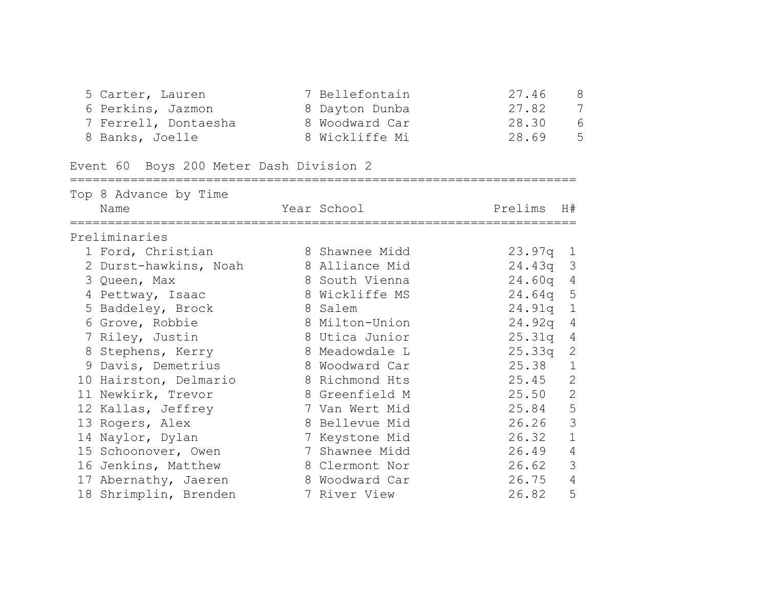| Place | Name | Year | School | Time | Points |
|---|---|---|---|---|---|
| 5 | Carter, Lauren | 7 | Bellefontain | 27.46 | 8 |
| 6 | Perkins, Jazmon | 8 | Dayton Dunba | 27.82 | 7 |
| 7 | Ferrell, Dontaesha | 8 | Woodward Car | 28.30 | 6 |
| 8 | Banks, Joelle | 8 | Wickliffe Mi | 28.69 | 5 |

## Event 60 Boys 200 Meter Dash Division 2

Top 8 Advance by Time

**Preliminaries**

| Place | Name | Year | School | Prelims | H# |
|---|---|---|---|---|---|
| 1 | Ford, Christian | 8 | Shawnee Midd | 23.97q | 1 |
| 2 | Durst-hawkins, Noah | 8 | Alliance Mid | 24.43q | 3 |
| 3 | Queen, Max | 8 | South Vienna | 24.60q | 4 |
| 4 | Pettway, Isaac | 8 | Wickliffe MS | 24.64q | 5 |
| 5 | Baddeley, Brock | 8 | Salem | 24.91q | 1 |
| 6 | Grove, Robbie | 8 | Milton-Union | 24.92q | 4 |
| 7 | Riley, Justin | 8 | Utica Junior | 25.31q | 4 |
| 8 | Stephens, Kerry | 8 | Meadowdale L | 25.33q | 2 |
| 9 | Davis, Demetrius | 8 | Woodward Car | 25.38 | 1 |
| 10 | Hairston, Delmario | 8 | Richmond Hts | 25.45 | 2 |
| 11 | Newkirk, Trevor | 8 | Greenfield M | 25.50 | 2 |
| 12 | Kallas, Jeffrey | 7 | Van Wert Mid | 25.84 | 5 |
| 13 | Rogers, Alex | 8 | Bellevue Mid | 26.26 | 3 |
| 14 | Naylor, Dylan | 7 | Keystone Mid | 26.32 | 1 |
| 15 | Schoonover, Owen | 7 | Shawnee Midd | 26.49 | 4 |
| 16 | Jenkins, Matthew | 8 | Clermont Nor | 26.62 | 3 |
| 17 | Abernathy, Jaeren | 8 | Woodward Car | 26.75 | 4 |
| 18 | Shrimplin, Brenden | 7 | River View | 26.82 | 5 |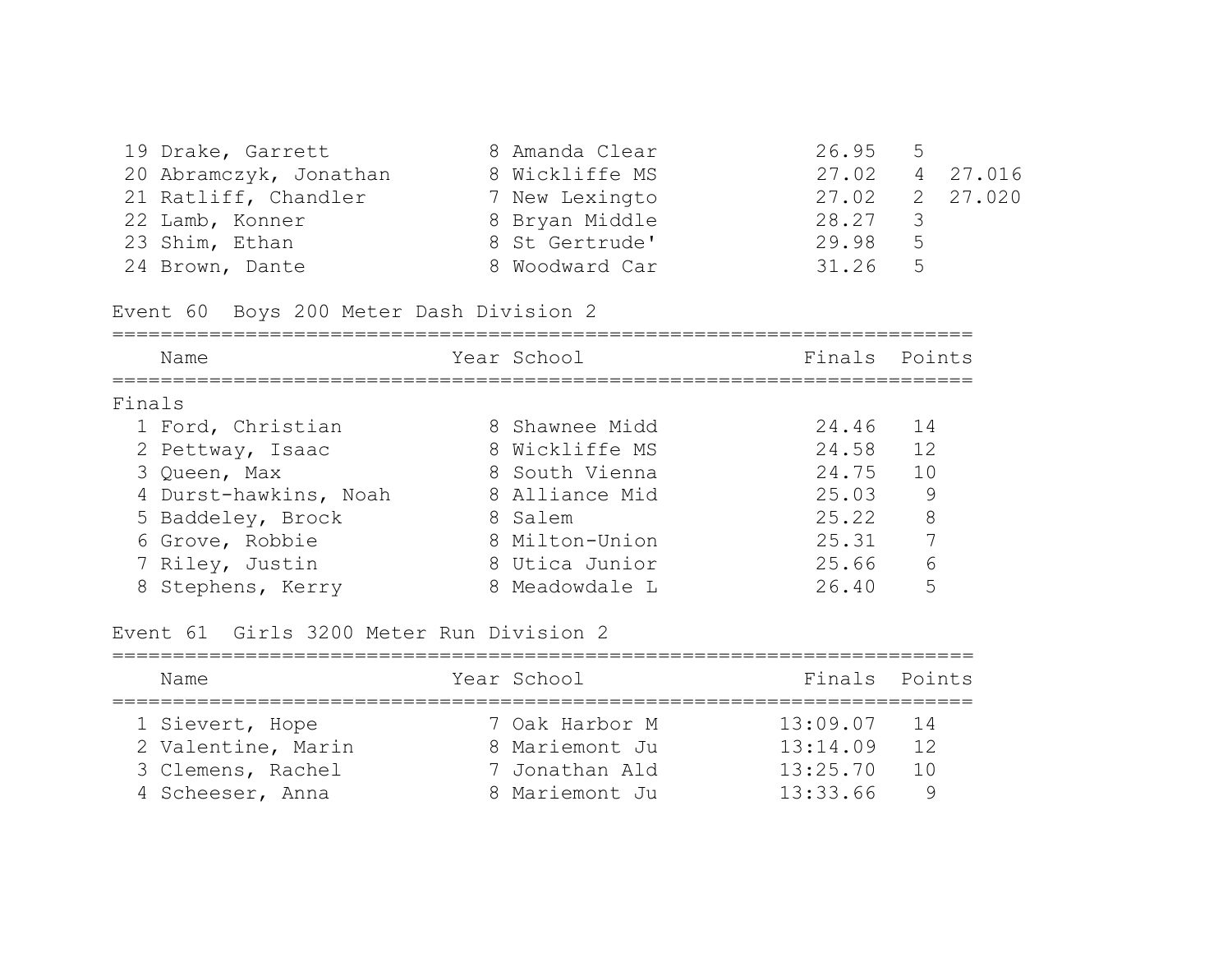| | Name | Year | School | Finals | Points | |
|---|---|---|---|---|---|---|
| 19 | Drake, Garrett | 8 | Amanda Clear | 26.95 | 5 | |
| 20 | Abramczyk, Jonathan | 8 | Wickliffe MS | 27.02 | 4 | 27.016 |
| 21 | Ratliff, Chandler | 7 | New Lexingto | 27.02 | 2 | 27.020 |
| 22 | Lamb, Konner | 8 | Bryan Middle | 28.27 | 3 | |
| 23 | Shim, Ethan | 8 | St Gertrude' | 29.98 | 5 | |
| 24 | Brown, Dante | 8 | Woodward Car | 31.26 | 5 | |

### Event 60 Boys 200 Meter Dash Division 2

Finals

| | Name | Year | School | Finals | Points |
|---|---|---|---|---|---|
| 1 | Ford, Christian | 8 | Shawnee Midd | 24.46 | 14 |
| 2 | Pettway, Isaac | 8 | Wickliffe MS | 24.58 | 12 |
| 3 | Queen, Max | 8 | South Vienna | 24.75 | 10 |
| 4 | Durst-hawkins, Noah | 8 | Alliance Mid | 25.03 | 9 |
| 5 | Baddeley, Brock | 8 | Salem | 25.22 | 8 |
| 6 | Grove, Robbie | 8 | Milton-Union | 25.31 | 7 |
| 7 | Riley, Justin | 8 | Utica Junior | 25.66 | 6 |
| 8 | Stephens, Kerry | 8 | Meadowdale L | 26.40 | 5 |

### Event 61 Girls 3200 Meter Run Division 2

| | Name | Year | School | Finals | Points |
|---|---|---|---|---|---|
| 1 | Sievert, Hope | 7 | Oak Harbor M | 13:09.07 | 14 |
| 2 | Valentine, Marin | 8 | Mariemont Ju | 13:14.09 | 12 |
| 3 | Clemens, Rachel | 7 | Jonathan Ald | 13:25.70 | 10 |
| 4 | Scheeser, Anna | 8 | Mariemont Ju | 13:33.66 | 9 |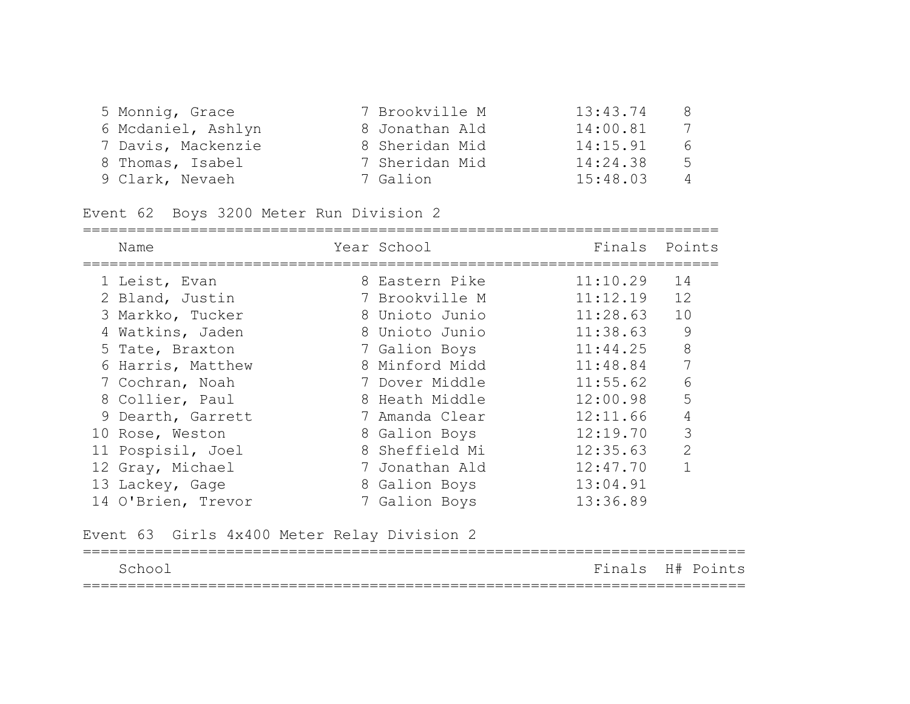| Place | Name | Year | School | Finals | Points |
|---|---|---|---|---|---|
| 5 | Monnig, Grace | 7 | Brookville M | 13:43.74 | 8 |
| 6 | Mcdaniel, Ashlyn | 8 | Jonathan Ald | 14:00.81 | 7 |
| 7 | Davis, Mackenzie | 8 | Sheridan Mid | 14:15.91 | 6 |
| 8 | Thomas, Isabel | 7 | Sheridan Mid | 14:24.38 | 5 |
| 9 | Clark, Nevaeh | 7 | Galion | 15:48.03 | 4 |

## Event 62 Boys 3200 Meter Run Division 2

| Place | Name | Year | School | Finals | Points |
|---|---|---|---|---|---|
| 1 | Leist, Evan | 8 | Eastern Pike | 11:10.29 | 14 |
| 2 | Bland, Justin | 7 | Brookville M | 11:12.19 | 12 |
| 3 | Markko, Tucker | 8 | Unioto Junio | 11:28.63 | 10 |
| 4 | Watkins, Jaden | 8 | Unioto Junio | 11:38.63 | 9 |
| 5 | Tate, Braxton | 7 | Galion Boys | 11:44.25 | 8 |
| 6 | Harris, Matthew | 8 | Minford Midd | 11:48.84 | 7 |
| 7 | Cochran, Noah | 7 | Dover Middle | 11:55.62 | 6 |
| 8 | Collier, Paul | 8 | Heath Middle | 12:00.98 | 5 |
| 9 | Dearth, Garrett | 7 | Amanda Clear | 12:11.66 | 4 |
| 10 | Rose, Weston | 8 | Galion Boys | 12:19.70 | 3 |
| 11 | Pospisil, Joel | 8 | Sheffield Mi | 12:35.63 | 2 |
| 12 | Gray, Michael | 7 | Jonathan Ald | 12:47.70 | 1 |
| 13 | Lackey, Gage | 8 | Galion Boys | 13:04.91 | |
| 14 | O'Brien, Trevor | 7 | Galion Boys | 13:36.89 | |

## Event 63 Girls 4x400 Meter Relay Division 2

| School | Finals | H# | Points |
|---|---|---|---|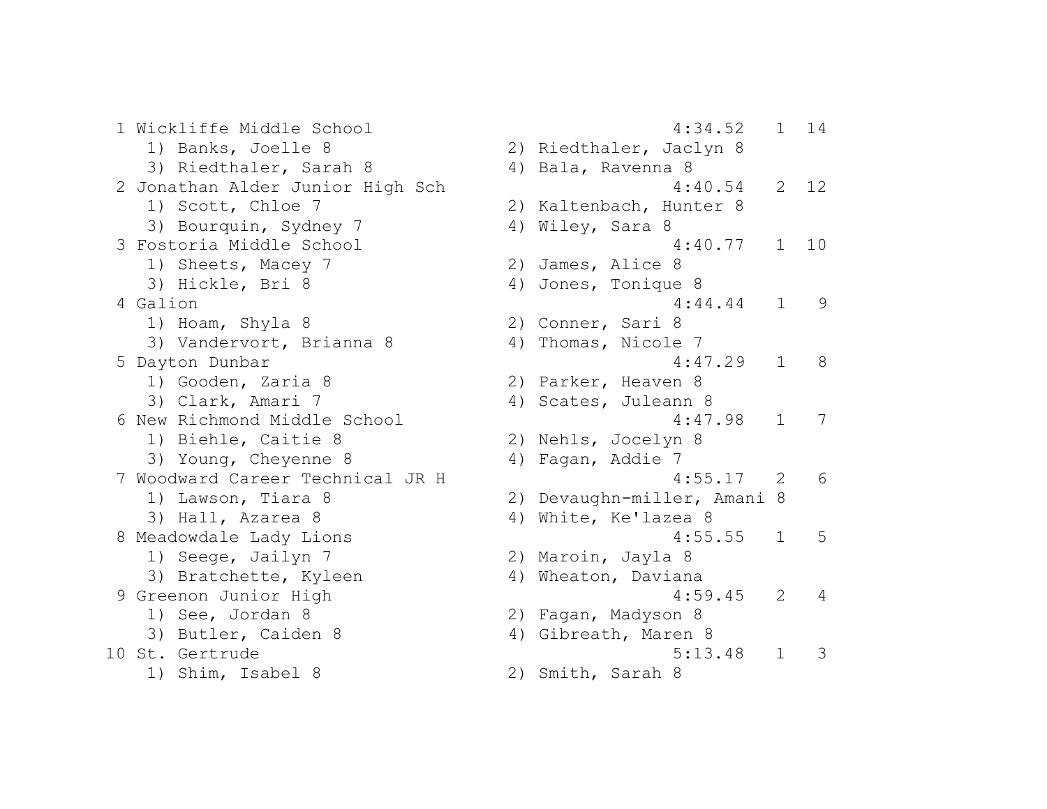```
  1 Wickliffe Middle School                                4:34.52   1  14
     1) Banks, Joelle 8                  2) Riedthaler, Jaclyn 8
     3) Riedthaler, Sarah 8              4) Bala, Ravenna 8
  2 Jonathan Alder Junior High Sch                         4:40.54   2  12
     1) Scott, Chloe 7                   2) Kaltenbach, Hunter 8
     3) Bourquin, Sydney 7               4) Wiley, Sara 8
  3 Fostoria Middle School                                 4:40.77   1  10
     1) Sheets, Macey 7                  2) James, Alice 8
     3) Hickle, Bri 8                    4) Jones, Tonique 8
  4 Galion                                                 4:44.44   1   9
     1) Hoam, Shyla 8                    2) Conner, Sari 8
     3) Vandervort, Brianna 8            4) Thomas, Nicole 7
  5 Dayton Dunbar                                          4:47.29   1   8
     1) Gooden, Zaria 8                  2) Parker, Heaven 8
     3) Clark, Amari 7                   4) Scates, Juleann 8
  6 New Richmond Middle School                             4:47.98   1   7
     1) Biehle, Caitie 8                 2) Nehls, Jocelyn 8
     3) Young, Cheyenne 8                4) Fagan, Addie 7
  7 Woodward Career Technical JR H                         4:55.17   2   6
     1) Lawson, Tiara 8                  2) Devaughn-miller, Amani 8
     3) Hall, Azarea 8                   4) White, Ke'lazea 8
  8 Meadowdale Lady Lions                                  4:55.55   1   5
     1) Seege, Jailyn 7                  2) Maroin, Jayla 8
     3) Bratchette, Kyleen               4) Wheaton, Daviana
  9 Greenon Junior High                                    4:59.45   2   4
     1) See, Jordan 8                    2) Fagan, Madyson 8
     3) Butler, Caiden 8                 4) Gibreath, Maren 8
 10 St. Gertrude                                           5:13.48   1   3
     1) Shim, Isabel 8                   2) Smith, Sarah 8
```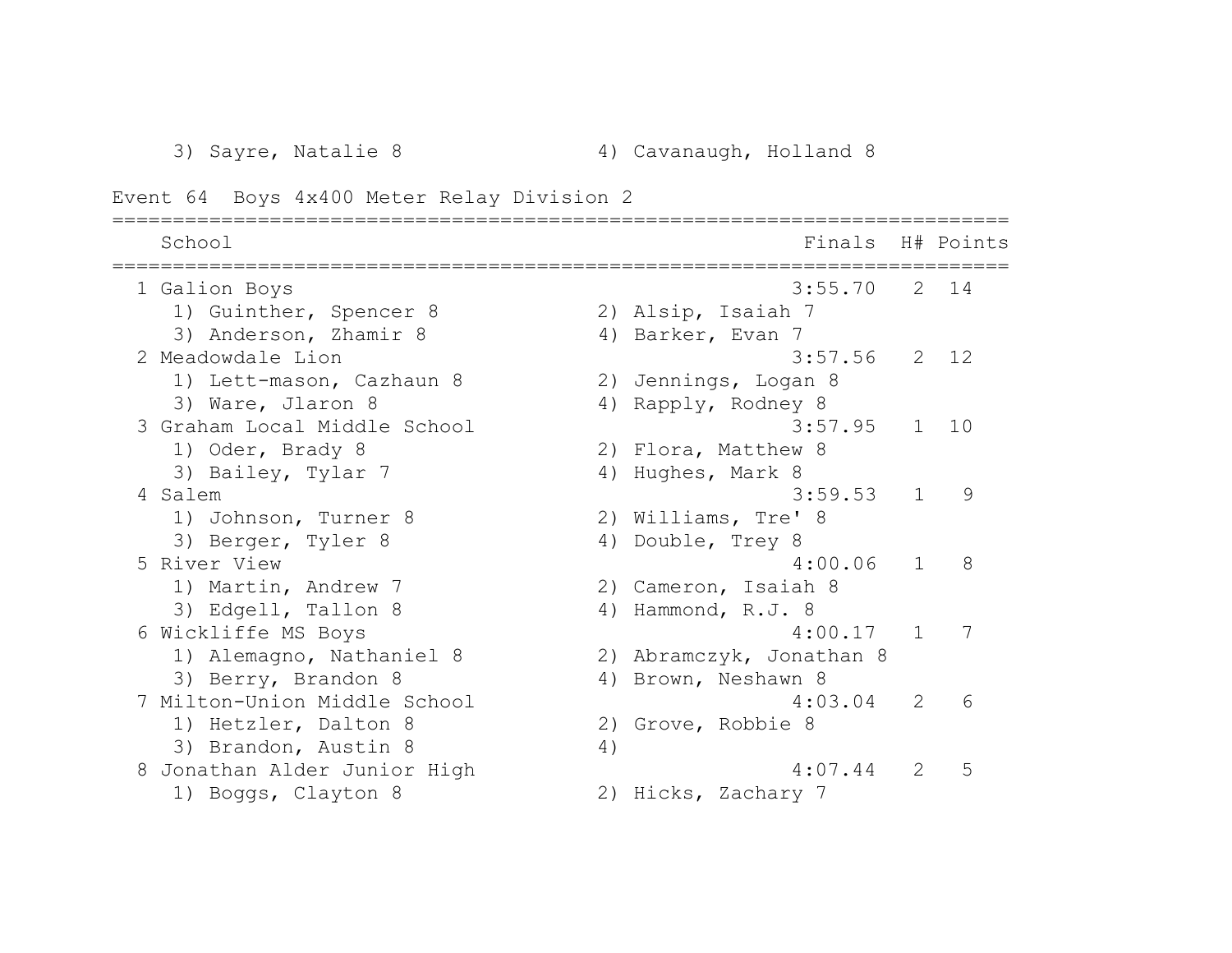3) Sayre, Natalie 8 4) Cavanaugh, Holland 8

## Event 64 Boys 4x400 Meter Relay Division 2

| Place | School | Finals | H# | Points |
|---|---|---|---|---|
| 1 | Galion Boys | 3:55.70 | 2 | 14 |
| | 1) Guinther, Spencer 8 2) Alsip, Isaiah 7 3) Anderson, Zhamir 8 4) Barker, Evan 7 | | | |
| 2 | Meadowdale Lion | 3:57.56 | 2 | 12 |
| | 1) Lett-mason, Cazhaun 8 2) Jennings, Logan 8 3) Ware, Jlaron 8 4) Rapply, Rodney 8 | | | |
| 3 | Graham Local Middle School | 3:57.95 | 1 | 10 |
| | 1) Oder, Brady 8 2) Flora, Matthew 8 3) Bailey, Tylar 7 4) Hughes, Mark 8 | | | |
| 4 | Salem | 3:59.53 | 1 | 9 |
| | 1) Johnson, Turner 8 2) Williams, Tre' 8 3) Berger, Tyler 8 4) Double, Trey 8 | | | |
| 5 | River View | 4:00.06 | 1 | 8 |
| | 1) Martin, Andrew 7 2) Cameron, Isaiah 8 3) Edgell, Tallon 8 4) Hammond, R.J. 8 | | | |
| 6 | Wickliffe MS Boys | 4:00.17 | 1 | 7 |
| | 1) Alemagno, Nathaniel 8 2) Abramczyk, Jonathan 8 3) Berry, Brandon 8 4) Brown, Neshawn 8 | | | |
| 7 | Milton-Union Middle School | 4:03.04 | 2 | 6 |
| | 1) Hetzler, Dalton 8 2) Grove, Robbie 8 3) Brandon, Austin 8 4) | | | |
| 8 | Jonathan Alder Junior High | 4:07.44 | 2 | 5 |
| | 1) Boggs, Clayton 8 2) Hicks, Zachary 7 | | | |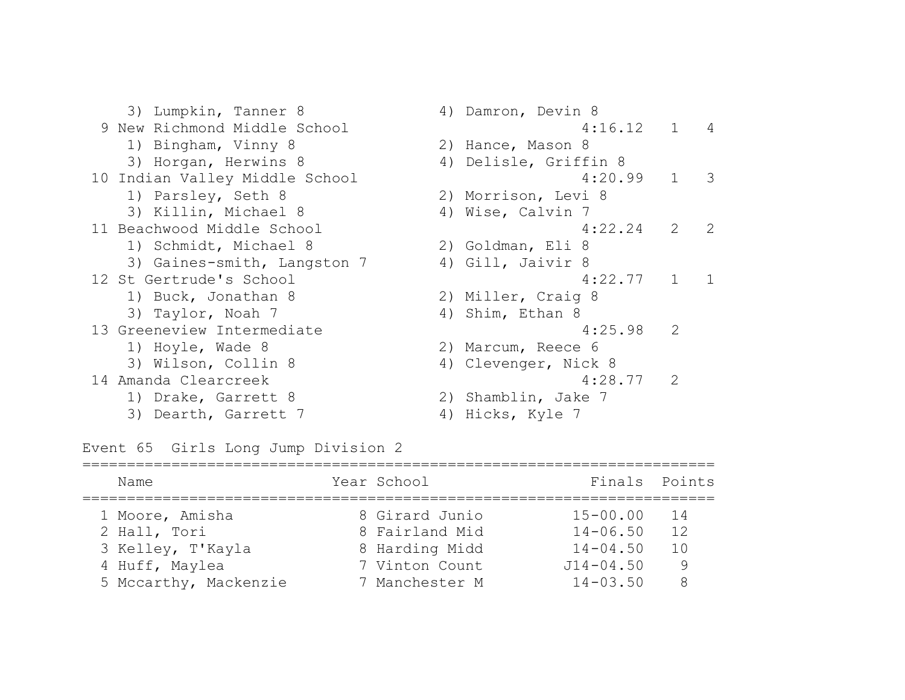```
    3) Lumpkin, Tanner 8             4) Damron, Devin 8
  9 New Richmond Middle School                      4:16.12   1   4
    1) Bingham, Vinny 8              2) Hance, Mason 8
    3) Horgan, Herwins 8             4) Delisle, Griffin 8
 10 Indian Valley Middle School                     4:20.99   1   3
    1) Parsley, Seth 8               2) Morrison, Levi 8
    3) Killin, Michael 8             4) Wise, Calvin 7
 11 Beachwood Middle School                         4:22.24   2   2
    1) Schmidt, Michael 8            2) Goldman, Eli 8
    3) Gaines-smith, Langston 7      4) Gill, Jaivir 8
 12 St Gertrude's School                            4:22.77   1   1
    1) Buck, Jonathan 8              2) Miller, Craig 8
    3) Taylor, Noah 7                4) Shim, Ethan 8
 13 Greeneview Intermediate                         4:25.98   2
    1) Hoyle, Wade 8                 2) Marcum, Reece 6
    3) Wilson, Collin 8              4) Clevenger, Nick 8
 14 Amanda Clearcreek                               4:28.77   2
    1) Drake, Garrett 8              2) Shamblin, Jake 7
    3) Dearth, Garrett 7             4) Hicks, Kyle 7
```

Event 65  Girls Long Jump Division 2

| | Name | Year | School | Finals | Points |
|---|---|---|---|---|---|
| 1 | Moore, Amisha | 8 | Girard Junio | 15-00.00 | 14 |
| 2 | Hall, Tori | 8 | Fairland Mid | 14-06.50 | 12 |
| 3 | Kelley, T'Kayla | 8 | Harding Midd | 14-04.50 | 10 |
| 4 | Huff, Maylea | 7 | Vinton Count | J14-04.50 | 9 |
| 5 | Mccarthy, Mackenzie | 7 | Manchester M | 14-03.50 | 8 |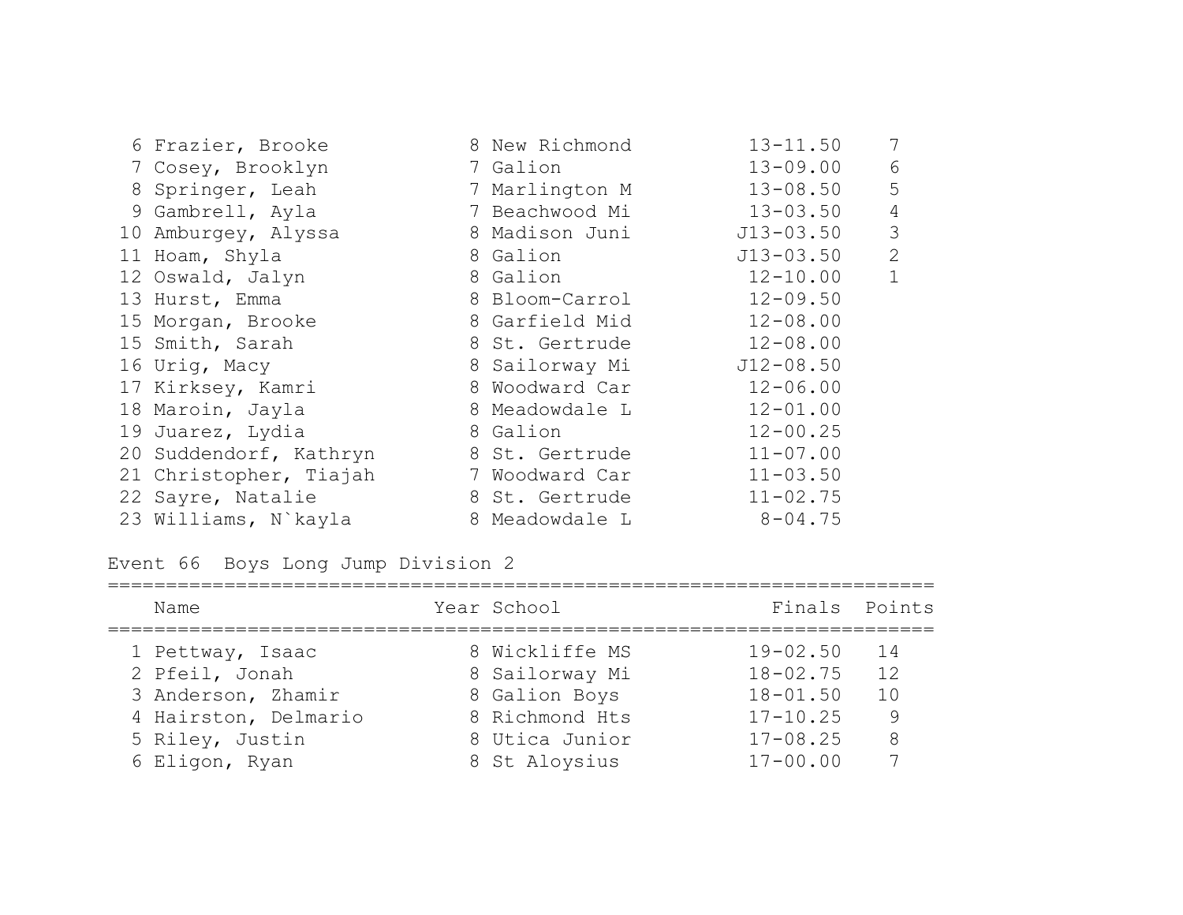| Place | Name | Year | School | Finals | Points |
|---|---|---|---|---|---|
| 6 | Frazier, Brooke | 8 | New Richmond | 13-11.50 | 7 |
| 7 | Cosey, Brooklyn | 7 | Galion | 13-09.00 | 6 |
| 8 | Springer, Leah | 7 | Marlington M | 13-08.50 | 5 |
| 9 | Gambrell, Ayla | 7 | Beachwood Mi | 13-03.50 | 4 |
| 10 | Amburgey, Alyssa | 8 | Madison Juni | J13-03.50 | 3 |
| 11 | Hoam, Shyla | 8 | Galion | J13-03.50 | 2 |
| 12 | Oswald, Jalyn | 8 | Galion | 12-10.00 | 1 |
| 13 | Hurst, Emma | 8 | Bloom-Carrol | 12-09.50 | |
| 15 | Morgan, Brooke | 8 | Garfield Mid | 12-08.00 | |
| 15 | Smith, Sarah | 8 | St. Gertrude | 12-08.00 | |
| 16 | Urig, Macy | 8 | Sailorway Mi | J12-08.50 | |
| 17 | Kirksey, Kamri | 8 | Woodward Car | 12-06.00 | |
| 18 | Maroin, Jayla | 8 | Meadowdale L | 12-01.00 | |
| 19 | Juarez, Lydia | 8 | Galion | 12-00.25 | |
| 20 | Suddendorf, Kathryn | 8 | St. Gertrude | 11-07.00 | |
| 21 | Christopher, Tiajah | 7 | Woodward Car | 11-03.50 | |
| 22 | Sayre, Natalie | 8 | St. Gertrude | 11-02.75 | |
| 23 | Williams, N`kayla | 8 | Meadowdale L | 8-04.75 | |

Event 66 Boys Long Jump Division 2

| Place | Name | Year | School | Finals | Points |
|---|---|---|---|---|---|
| 1 | Pettway, Isaac | 8 | Wickliffe MS | 19-02.50 | 14 |
| 2 | Pfeil, Jonah | 8 | Sailorway Mi | 18-02.75 | 12 |
| 3 | Anderson, Zhamir | 8 | Galion Boys | 18-01.50 | 10 |
| 4 | Hairston, Delmario | 8 | Richmond Hts | 17-10.25 | 9 |
| 5 | Riley, Justin | 8 | Utica Junior | 17-08.25 | 8 |
| 6 | Eligon, Ryan | 8 | St Aloysius | 17-00.00 | 7 |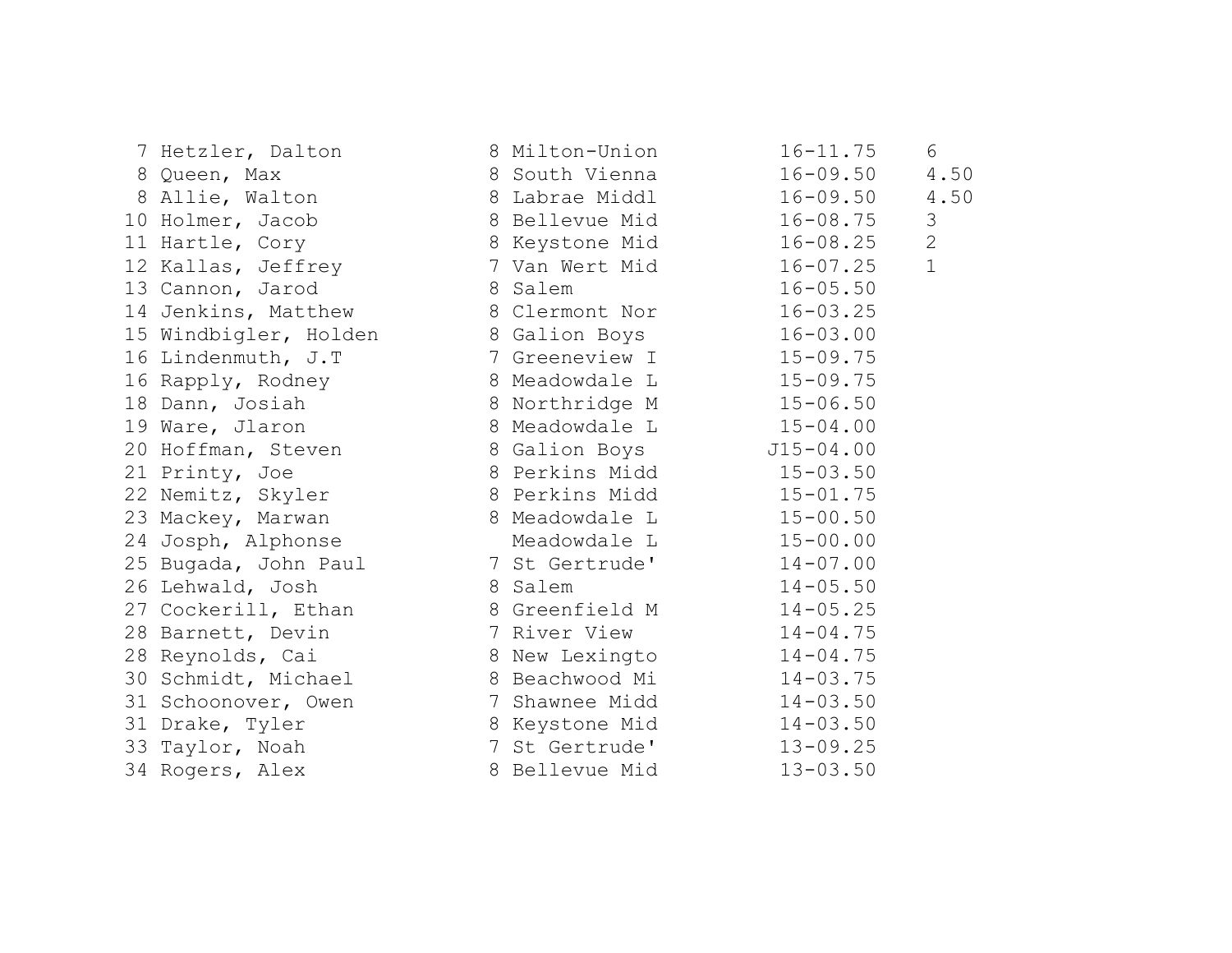| Place | Name | Year | School | Mark | Points |
|---|---|---|---|---|---|
| 7 | Hetzler, Dalton | 8 | Milton-Union | 16-11.75 | 6 |
| 8 | Queen, Max | 8 | South Vienna | 16-09.50 | 4.50 |
| 8 | Allie, Walton | 8 | Labrae Middl | 16-09.50 | 4.50 |
| 10 | Holmer, Jacob | 8 | Bellevue Mid | 16-08.75 | 3 |
| 11 | Hartle, Cory | 8 | Keystone Mid | 16-08.25 | 2 |
| 12 | Kallas, Jeffrey | 7 | Van Wert Mid | 16-07.25 | 1 |
| 13 | Cannon, Jarod | 8 | Salem | 16-05.50 | |
| 14 | Jenkins, Matthew | 8 | Clermont Nor | 16-03.25 | |
| 15 | Windbigler, Holden | 8 | Galion Boys | 16-03.00 | |
| 16 | Lindenmuth, J.T | 7 | Greeneview I | 15-09.75 | |
| 16 | Rapply, Rodney | 8 | Meadowdale L | 15-09.75 | |
| 18 | Dann, Josiah | 8 | Northridge M | 15-06.50 | |
| 19 | Ware, Jlaron | 8 | Meadowdale L | 15-04.00 | |
| 20 | Hoffman, Steven | 8 | Galion Boys | J15-04.00 | |
| 21 | Printy, Joe | 8 | Perkins Midd | 15-03.50 | |
| 22 | Nemitz, Skyler | 8 | Perkins Midd | 15-01.75 | |
| 23 | Mackey, Marwan | 8 | Meadowdale L | 15-00.50 | |
| 24 | Josph, Alphonse | | Meadowdale L | 15-00.00 | |
| 25 | Bugada, John Paul | 7 | St Gertrude' | 14-07.00 | |
| 26 | Lehwald, Josh | 8 | Salem | 14-05.50 | |
| 27 | Cockerill, Ethan | 8 | Greenfield M | 14-05.25 | |
| 28 | Barnett, Devin | 7 | River View | 14-04.75 | |
| 28 | Reynolds, Cai | 8 | New Lexingto | 14-04.75 | |
| 30 | Schmidt, Michael | 8 | Beachwood Mi | 14-03.75 | |
| 31 | Schoonover, Owen | 7 | Shawnee Midd | 14-03.50 | |
| 31 | Drake, Tyler | 8 | Keystone Mid | 14-03.50 | |
| 33 | Taylor, Noah | 7 | St Gertrude' | 13-09.25 | |
| 34 | Rogers, Alex | 8 | Bellevue Mid | 13-03.50 | |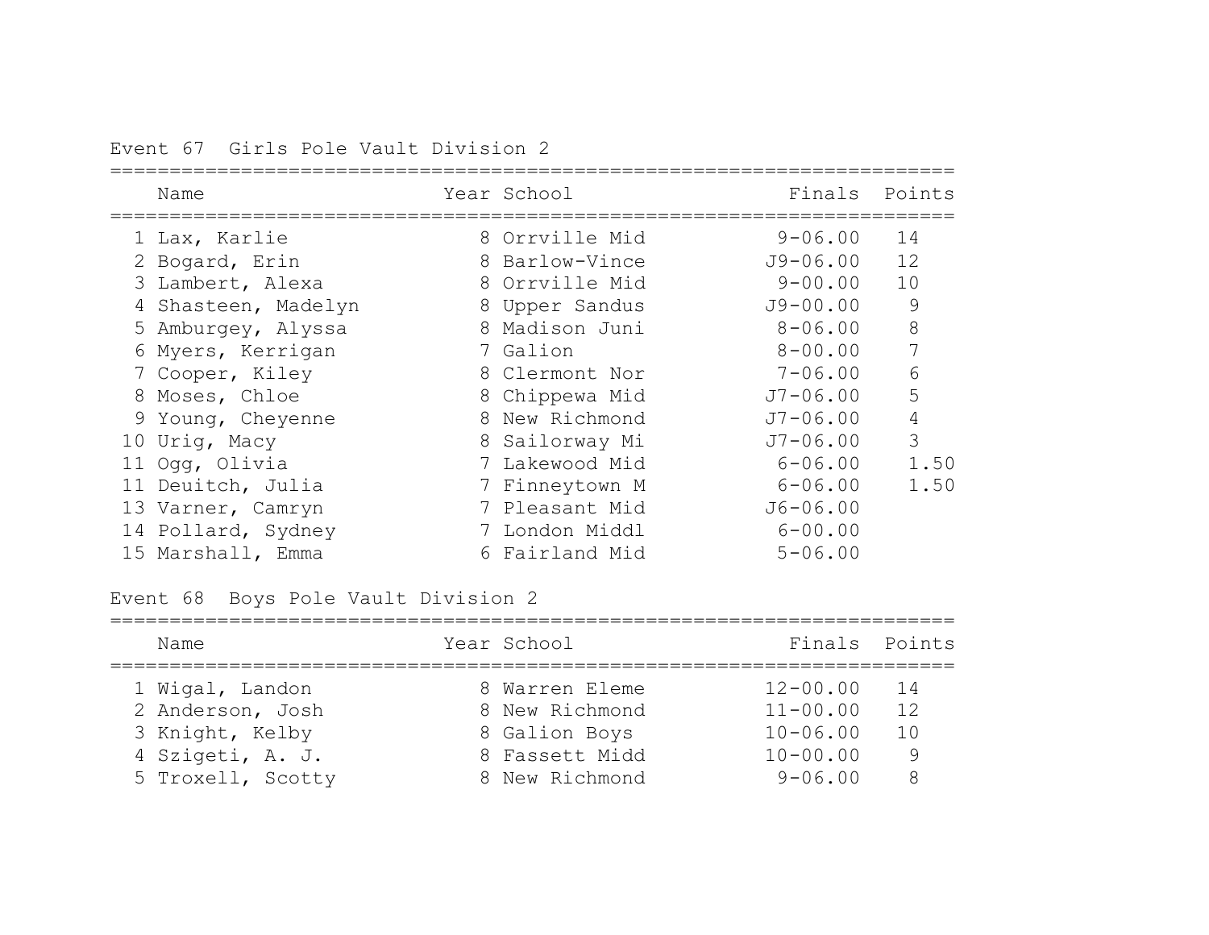Event 67  Girls Pole Vault Division 2

| Place | Name | Year | School | Finals | Points |
|---|---|---|---|---|---|
| 1 | Lax, Karlie | 8 | Orrville Mid | 9-06.00 | 14 |
| 2 | Bogard, Erin | 8 | Barlow-Vince | J9-06.00 | 12 |
| 3 | Lambert, Alexa | 8 | Orrville Mid | 9-00.00 | 10 |
| 4 | Shasteen, Madelyn | 8 | Upper Sandus | J9-00.00 | 9 |
| 5 | Amburgey, Alyssa | 8 | Madison Juni | 8-06.00 | 8 |
| 6 | Myers, Kerrigan | 7 | Galion | 8-00.00 | 7 |
| 7 | Cooper, Kiley | 8 | Clermont Nor | 7-06.00 | 6 |
| 8 | Moses, Chloe | 8 | Chippewa Mid | J7-06.00 | 5 |
| 9 | Young, Cheyenne | 8 | New Richmond | J7-06.00 | 4 |
| 10 | Urig, Macy | 8 | Sailorway Mi | J7-06.00 | 3 |
| 11 | Ogg, Olivia | 7 | Lakewood Mid | 6-06.00 | 1.50 |
| 11 | Deuitch, Julia | 7 | Finneytown M | 6-06.00 | 1.50 |
| 13 | Varner, Camryn | 7 | Pleasant Mid | J6-06.00 | |
| 14 | Pollard, Sydney | 7 | London Middl | 6-00.00 | |
| 15 | Marshall, Emma | 6 | Fairland Mid | 5-06.00 | |

Event 68  Boys Pole Vault Division 2

| Place | Name | Year | School | Finals | Points |
|---|---|---|---|---|---|
| 1 | Wigal, Landon | 8 | Warren Eleme | 12-00.00 | 14 |
| 2 | Anderson, Josh | 8 | New Richmond | 11-00.00 | 12 |
| 3 | Knight, Kelby | 8 | Galion Boys | 10-06.00 | 10 |
| 4 | Szigeti, A. J. | 8 | Fassett Midd | 10-00.00 | 9 |
| 5 | Troxell, Scotty | 8 | New Richmond | 9-06.00 | 8 |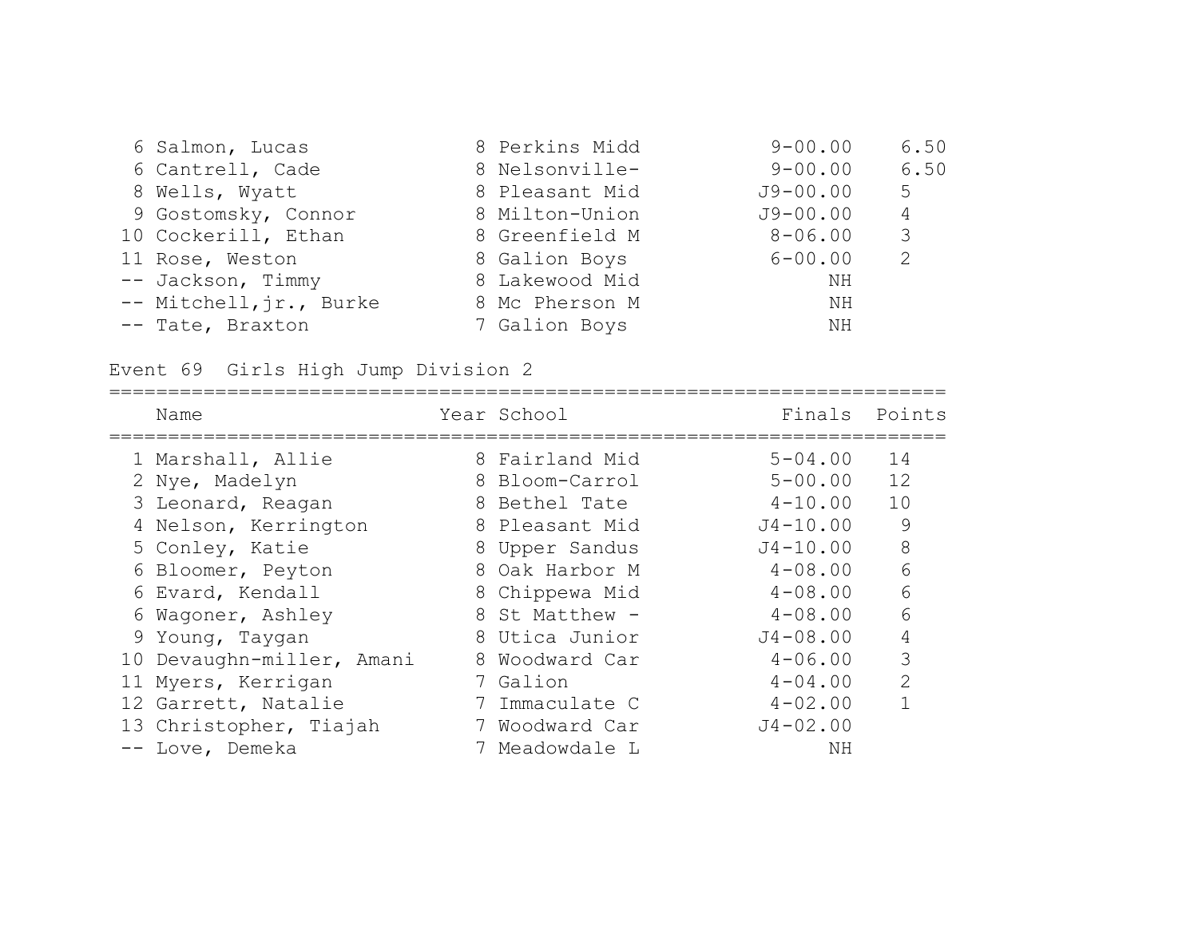| Place | Name | Year | School | Finals | Points |
|---|---|---|---|---|---|
| 6 | Salmon, Lucas | 8 | Perkins Midd | 9-00.00 | 6.50 |
| 6 | Cantrell, Cade | 8 | Nelsonville- | 9-00.00 | 6.50 |
| 8 | Wells, Wyatt | 8 | Pleasant Mid | J9-00.00 | 5 |
| 9 | Gostomsky, Connor | 8 | Milton-Union | J9-00.00 | 4 |
| 10 | Cockerill, Ethan | 8 | Greenfield M | 8-06.00 | 3 |
| 11 | Rose, Weston | 8 | Galion Boys | 6-00.00 | 2 |
| -- | Jackson, Timmy | 8 | Lakewood Mid | NH | |
| -- | Mitchell,jr., Burke | 8 | Mc Pherson M | NH | |
| -- | Tate, Braxton | 7 | Galion Boys | NH | |

## Event 69 Girls High Jump Division 2

| Place | Name | Year | School | Finals | Points |
|---|---|---|---|---|---|
| 1 | Marshall, Allie | 8 | Fairland Mid | 5-04.00 | 14 |
| 2 | Nye, Madelyn | 8 | Bloom-Carrol | 5-00.00 | 12 |
| 3 | Leonard, Reagan | 8 | Bethel Tate | 4-10.00 | 10 |
| 4 | Nelson, Kerrington | 8 | Pleasant Mid | J4-10.00 | 9 |
| 5 | Conley, Katie | 8 | Upper Sandus | J4-10.00 | 8 |
| 6 | Bloomer, Peyton | 8 | Oak Harbor M | 4-08.00 | 6 |
| 6 | Evard, Kendall | 8 | Chippewa Mid | 4-08.00 | 6 |
| 6 | Wagoner, Ashley | 8 | St Matthew - | 4-08.00 | 6 |
| 9 | Young, Taygan | 8 | Utica Junior | J4-08.00 | 4 |
| 10 | Devaughn-miller, Amani | 8 | Woodward Car | 4-06.00 | 3 |
| 11 | Myers, Kerrigan | 7 | Galion | 4-04.00 | 2 |
| 12 | Garrett, Natalie | 7 | Immaculate C | 4-02.00 | 1 |
| 13 | Christopher, Tiajah | 7 | Woodward Car | J4-02.00 | |
| -- | Love, Demeka | 7 | Meadowdale L | NH | |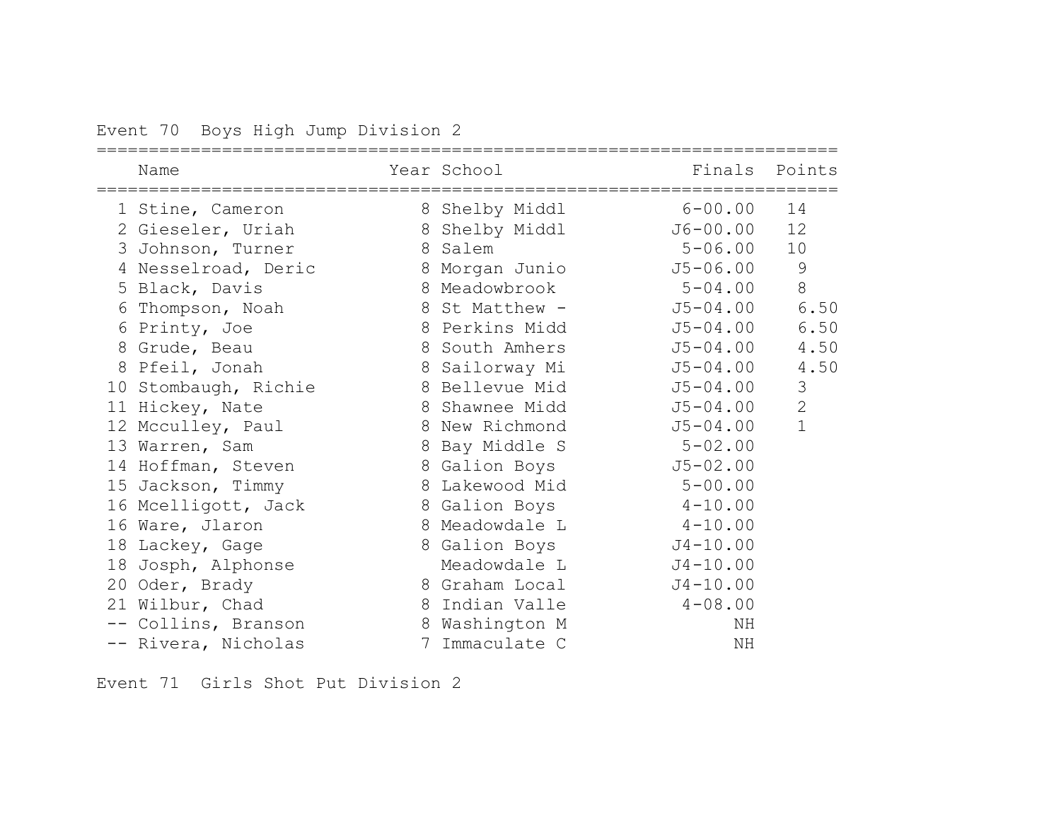Event 70  Boys High Jump Division 2

| | Name | Year | School | Finals | Points |
|---|---|---|---|---|---|
| 1 | Stine, Cameron | 8 | Shelby Middl | 6-00.00 | 14 |
| 2 | Gieseler, Uriah | 8 | Shelby Middl | J6-00.00 | 12 |
| 3 | Johnson, Turner | 8 | Salem | 5-06.00 | 10 |
| 4 | Nesselroad, Deric | 8 | Morgan Junio | J5-06.00 | 9 |
| 5 | Black, Davis | 8 | Meadowbrook | 5-04.00 | 8 |
| 6 | Thompson, Noah | 8 | St Matthew - | J5-04.00 | 6.50 |
| 6 | Printy, Joe | 8 | Perkins Midd | J5-04.00 | 6.50 |
| 8 | Grude, Beau | 8 | South Amhers | J5-04.00 | 4.50 |
| 8 | Pfeil, Jonah | 8 | Sailorway Mi | J5-04.00 | 4.50 |
| 10 | Stombaugh, Richie | 8 | Bellevue Mid | J5-04.00 | 3 |
| 11 | Hickey, Nate | 8 | Shawnee Midd | J5-04.00 | 2 |
| 12 | Mcculley, Paul | 8 | New Richmond | J5-04.00 | 1 |
| 13 | Warren, Sam | 8 | Bay Middle S | 5-02.00 | |
| 14 | Hoffman, Steven | 8 | Galion Boys | J5-02.00 | |
| 15 | Jackson, Timmy | 8 | Lakewood Mid | 5-00.00 | |
| 16 | Mcelligott, Jack | 8 | Galion Boys | 4-10.00 | |
| 16 | Ware, Jlaron | 8 | Meadowdale L | 4-10.00 | |
| 18 | Lackey, Gage | 8 | Galion Boys | J4-10.00 | |
| 18 | Josph, Alphonse | | Meadowdale L | J4-10.00 | |
| 20 | Oder, Brady | 8 | Graham Local | J4-10.00 | |
| 21 | Wilbur, Chad | 8 | Indian Valle | 4-08.00 | |
| -- | Collins, Branson | 8 | Washington M | NH | |
| -- | Rivera, Nicholas | 7 | Immaculate C | NH | |

Event 71  Girls Shot Put Division 2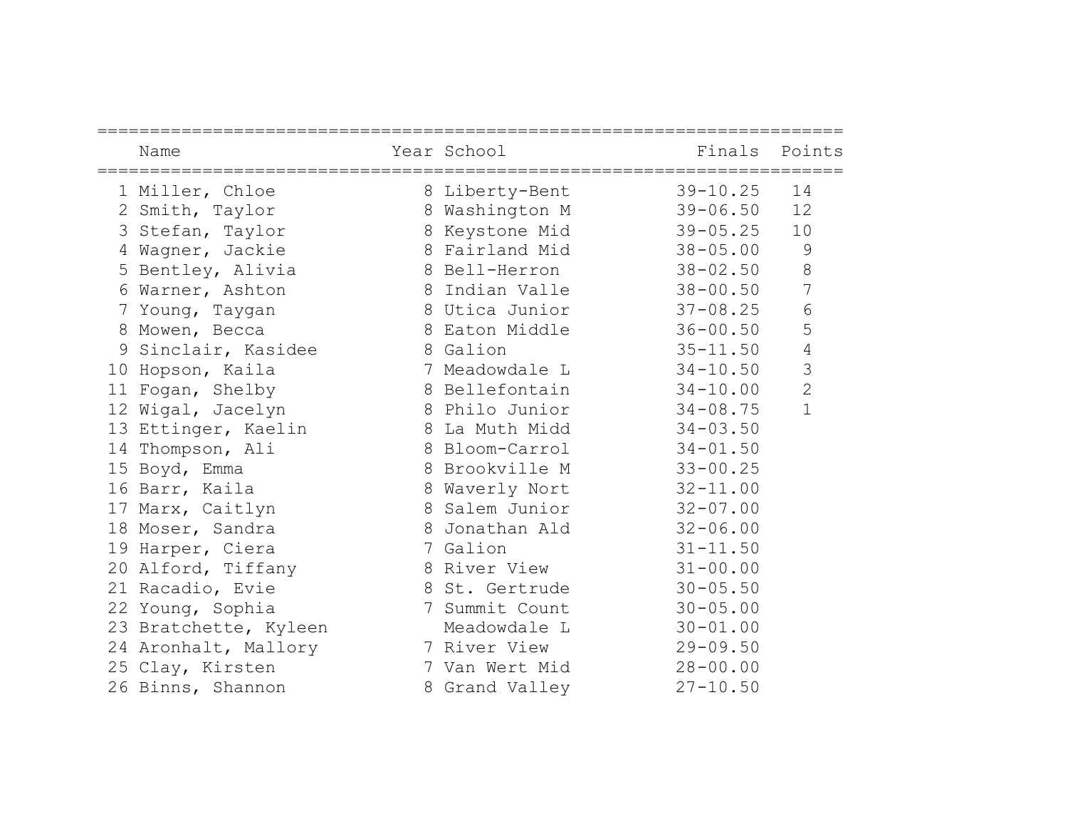| | Name | Year | School | Finals | Points |
|---|---|---|---|---|---|
| 1 | Miller, Chloe | 8 | Liberty-Bent | 39-10.25 | 14 |
| 2 | Smith, Taylor | 8 | Washington M | 39-06.50 | 12 |
| 3 | Stefan, Taylor | 8 | Keystone Mid | 39-05.25 | 10 |
| 4 | Wagner, Jackie | 8 | Fairland Mid | 38-05.00 | 9 |
| 5 | Bentley, Alivia | 8 | Bell-Herron | 38-02.50 | 8 |
| 6 | Warner, Ashton | 8 | Indian Valle | 38-00.50 | 7 |
| 7 | Young, Taygan | 8 | Utica Junior | 37-08.25 | 6 |
| 8 | Mowen, Becca | 8 | Eaton Middle | 36-00.50 | 5 |
| 9 | Sinclair, Kasidee | 8 | Galion | 35-11.50 | 4 |
| 10 | Hopson, Kaila | 7 | Meadowdale L | 34-10.50 | 3 |
| 11 | Fogan, Shelby | 8 | Bellefontain | 34-10.00 | 2 |
| 12 | Wigal, Jacelyn | 8 | Philo Junior | 34-08.75 | 1 |
| 13 | Ettinger, Kaelin | 8 | La Muth Midd | 34-03.50 | |
| 14 | Thompson, Ali | 8 | Bloom-Carrol | 34-01.50 | |
| 15 | Boyd, Emma | 8 | Brookville M | 33-00.25 | |
| 16 | Barr, Kaila | 8 | Waverly Nort | 32-11.00 | |
| 17 | Marx, Caitlyn | 8 | Salem Junior | 32-07.00 | |
| 18 | Moser, Sandra | 8 | Jonathan Ald | 32-06.00 | |
| 19 | Harper, Ciera | 7 | Galion | 31-11.50 | |
| 20 | Alford, Tiffany | 8 | River View | 31-00.00 | |
| 21 | Racadio, Evie | 8 | St. Gertrude | 30-05.50 | |
| 22 | Young, Sophia | 7 | Summit Count | 30-05.00 | |
| 23 | Bratchette, Kyleen | | Meadowdale L | 30-01.00 | |
| 24 | Aronhalt, Mallory | 7 | River View | 29-09.50 | |
| 25 | Clay, Kirsten | 7 | Van Wert Mid | 28-00.00 | |
| 26 | Binns, Shannon | 8 | Grand Valley | 27-10.50 | |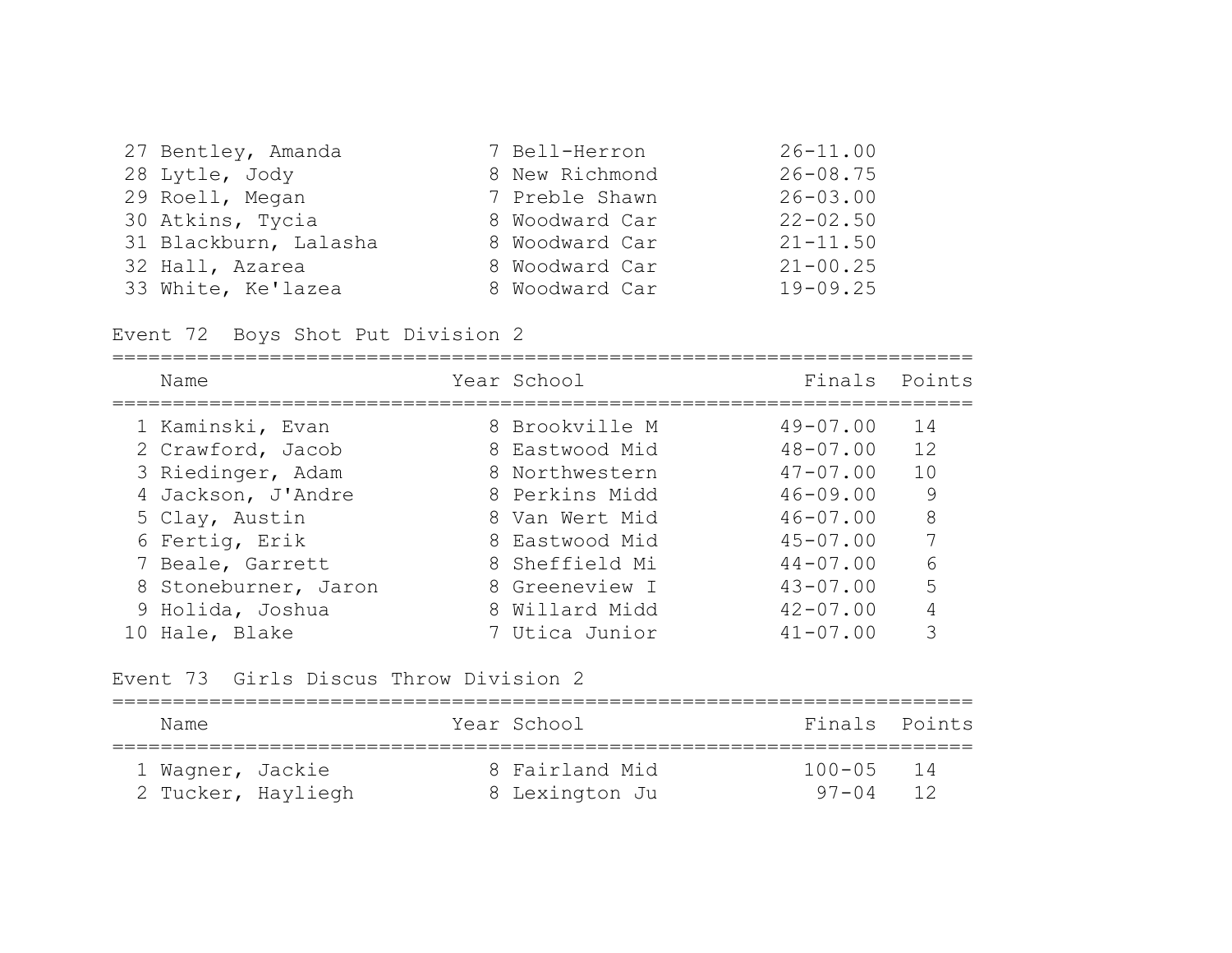| Place | Name | Year | School | Finals |
|---|---|---|---|---|
| 27 | Bentley, Amanda | 7 | Bell-Herron | 26-11.00 |
| 28 | Lytle, Jody | 8 | New Richmond | 26-08.75 |
| 29 | Roell, Megan | 7 | Preble Shawn | 26-03.00 |
| 30 | Atkins, Tycia | 8 | Woodward Car | 22-02.50 |
| 31 | Blackburn, Lalasha | 8 | Woodward Car | 21-11.50 |
| 32 | Hall, Azarea | 8 | Woodward Car | 21-00.25 |
| 33 | White, Ke'lazea | 8 | Woodward Car | 19-09.25 |

## Event 72 Boys Shot Put Division 2

| | Name | Year | School | Finals | Points |
|---|---|---|---|---|---|
| 1 | Kaminski, Evan | 8 | Brookville M | 49-07.00 | 14 |
| 2 | Crawford, Jacob | 8 | Eastwood Mid | 48-07.00 | 12 |
| 3 | Riedinger, Adam | 8 | Northwestern | 47-07.00 | 10 |
| 4 | Jackson, J'Andre | 8 | Perkins Midd | 46-09.00 | 9 |
| 5 | Clay, Austin | 8 | Van Wert Mid | 46-07.00 | 8 |
| 6 | Fertig, Erik | 8 | Eastwood Mid | 45-07.00 | 7 |
| 7 | Beale, Garrett | 8 | Sheffield Mi | 44-07.00 | 6 |
| 8 | Stoneburner, Jaron | 8 | Greeneview I | 43-07.00 | 5 |
| 9 | Holida, Joshua | 8 | Willard Midd | 42-07.00 | 4 |
| 10 | Hale, Blake | 7 | Utica Junior | 41-07.00 | 3 |

## Event 73 Girls Discus Throw Division 2

| | Name | Year | School | Finals | Points |
|---|---|---|---|---|---|
| 1 | Wagner, Jackie | 8 | Fairland Mid | 100-05 | 14 |
| 2 | Tucker, Hayliegh | 8 | Lexington Ju | 97-04 | 12 |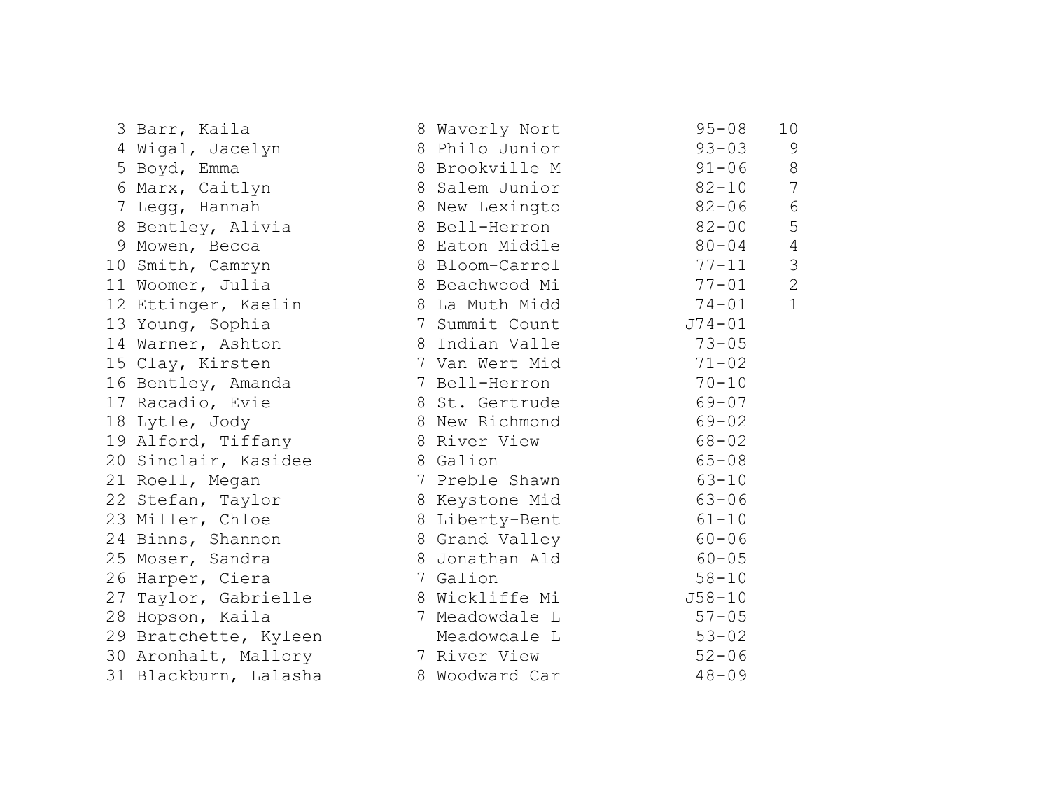| Place | Name | Year | School | Mark | Points |
|---|---|---|---|---|---|
| 3 | Barr, Kaila | 8 | Waverly Nort | 95-08 | 10 |
| 4 | Wigal, Jacelyn | 8 | Philo Junior | 93-03 | 9 |
| 5 | Boyd, Emma | 8 | Brookville M | 91-06 | 8 |
| 6 | Marx, Caitlyn | 8 | Salem Junior | 82-10 | 7 |
| 7 | Legg, Hannah | 8 | New Lexingto | 82-06 | 6 |
| 8 | Bentley, Alivia | 8 | Bell-Herron | 82-00 | 5 |
| 9 | Mowen, Becca | 8 | Eaton Middle | 80-04 | 4 |
| 10 | Smith, Camryn | 8 | Bloom-Carrol | 77-11 | 3 |
| 11 | Woomer, Julia | 8 | Beachwood Mi | 77-01 | 2 |
| 12 | Ettinger, Kaelin | 8 | La Muth Midd | 74-01 | 1 |
| 13 | Young, Sophia | 7 | Summit Count | J74-01 | |
| 14 | Warner, Ashton | 8 | Indian Valle | 73-05 | |
| 15 | Clay, Kirsten | 7 | Van Wert Mid | 71-02 | |
| 16 | Bentley, Amanda | 7 | Bell-Herron | 70-10 | |
| 17 | Racadio, Evie | 8 | St. Gertrude | 69-07 | |
| 18 | Lytle, Jody | 8 | New Richmond | 69-02 | |
| 19 | Alford, Tiffany | 8 | River View | 68-02 | |
| 20 | Sinclair, Kasidee | 8 | Galion | 65-08 | |
| 21 | Roell, Megan | 7 | Preble Shawn | 63-10 | |
| 22 | Stefan, Taylor | 8 | Keystone Mid | 63-06 | |
| 23 | Miller, Chloe | 8 | Liberty-Bent | 61-10 | |
| 24 | Binns, Shannon | 8 | Grand Valley | 60-06 | |
| 25 | Moser, Sandra | 8 | Jonathan Ald | 60-05 | |
| 26 | Harper, Ciera | 7 | Galion | 58-10 | |
| 27 | Taylor, Gabrielle | 8 | Wickliffe Mi | J58-10 | |
| 28 | Hopson, Kaila | 7 | Meadowdale L | 57-05 | |
| 29 | Bratchette, Kyleen | | Meadowdale L | 53-02 | |
| 30 | Aronhalt, Mallory | 7 | River View | 52-06 | |
| 31 | Blackburn, Lalasha | 8 | Woodward Car | 48-09 | |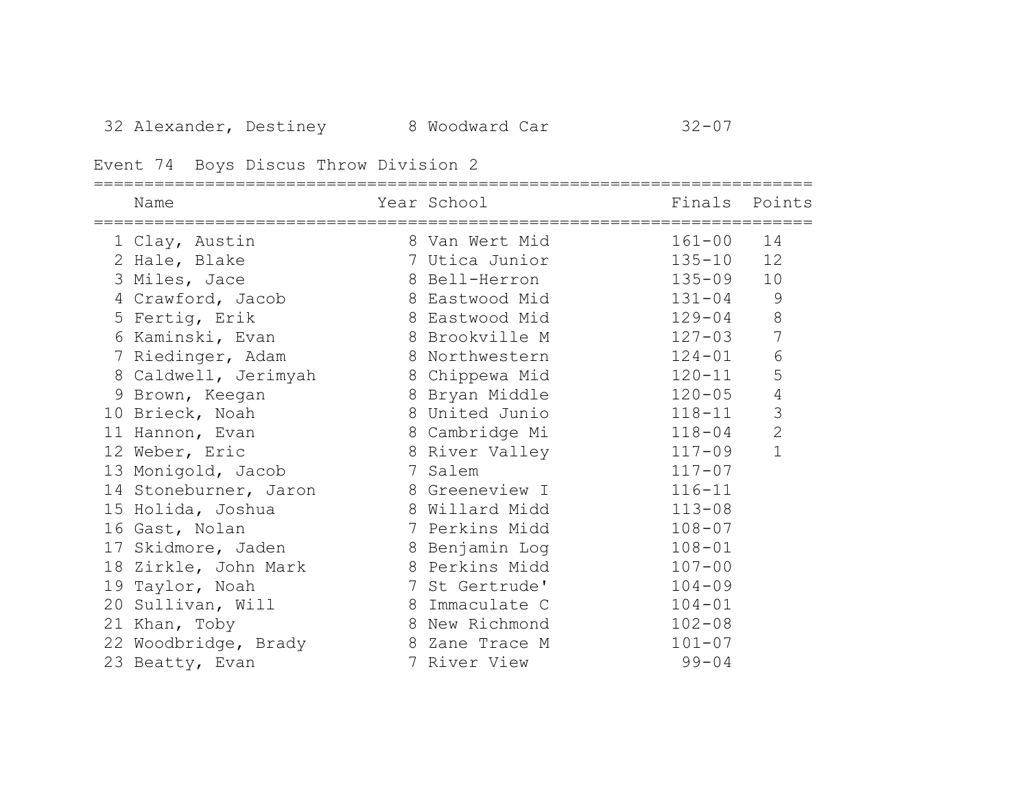| 32 | Alexander, Destiney | 8 | Woodward Car | 32-07 | |
|---|---|---|---|---|---|

## Event 74 Boys Discus Throw Division 2

| | Name | Year | School | Finals | Points |
|---|---|---|---|---|---|
| 1 | Clay, Austin | 8 | Van Wert Mid | 161-00 | 14 |
| 2 | Hale, Blake | 7 | Utica Junior | 135-10 | 12 |
| 3 | Miles, Jace | 8 | Bell-Herron | 135-09 | 10 |
| 4 | Crawford, Jacob | 8 | Eastwood Mid | 131-04 | 9 |
| 5 | Fertig, Erik | 8 | Eastwood Mid | 129-04 | 8 |
| 6 | Kaminski, Evan | 8 | Brookville M | 127-03 | 7 |
| 7 | Riedinger, Adam | 8 | Northwestern | 124-01 | 6 |
| 8 | Caldwell, Jerimyah | 8 | Chippewa Mid | 120-11 | 5 |
| 9 | Brown, Keegan | 8 | Bryan Middle | 120-05 | 4 |
| 10 | Brieck, Noah | 8 | United Junio | 118-11 | 3 |
| 11 | Hannon, Evan | 8 | Cambridge Mi | 118-04 | 2 |
| 12 | Weber, Eric | 8 | River Valley | 117-09 | 1 |
| 13 | Monigold, Jacob | 7 | Salem | 117-07 | |
| 14 | Stoneburner, Jaron | 8 | Greeneview I | 116-11 | |
| 15 | Holida, Joshua | 8 | Willard Midd | 113-08 | |
| 16 | Gast, Nolan | 7 | Perkins Midd | 108-07 | |
| 17 | Skidmore, Jaden | 8 | Benjamin Log | 108-01 | |
| 18 | Zirkle, John Mark | 8 | Perkins Midd | 107-00 | |
| 19 | Taylor, Noah | 7 | St Gertrude' | 104-09 | |
| 20 | Sullivan, Will | 8 | Immaculate C | 104-01 | |
| 21 | Khan, Toby | 8 | New Richmond | 102-08 | |
| 22 | Woodbridge, Brady | 8 | Zane Trace M | 101-07 | |
| 23 | Beatty, Evan | 7 | River View | 99-04 | |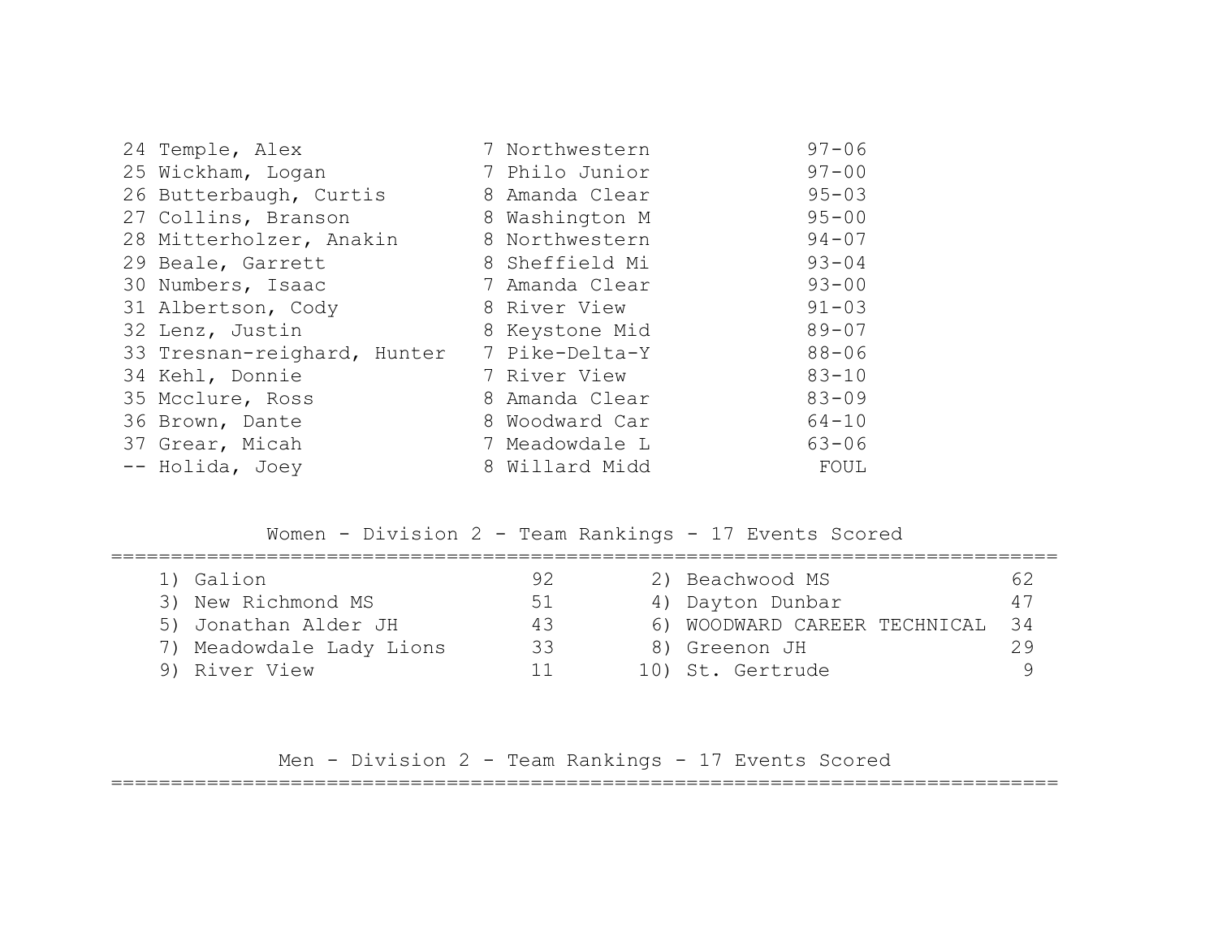| Place | Name | Year | School | Mark |
|---|---|---|---|---|
| 24 | Temple, Alex | 7 | Northwestern | 97-06 |
| 25 | Wickham, Logan | 7 | Philo Junior | 97-00 |
| 26 | Butterbaugh, Curtis | 8 | Amanda Clear | 95-03 |
| 27 | Collins, Branson | 8 | Washington M | 95-00 |
| 28 | Mitterholzer, Anakin | 8 | Northwestern | 94-07 |
| 29 | Beale, Garrett | 8 | Sheffield Mi | 93-04 |
| 30 | Numbers, Isaac | 7 | Amanda Clear | 93-00 |
| 31 | Albertson, Cody | 8 | River View | 91-03 |
| 32 | Lenz, Justin | 8 | Keystone Mid | 89-07 |
| 33 | Tresnan-reighard, Hunter | 7 | Pike-Delta-Y | 88-06 |
| 34 | Kehl, Donnie | 7 | River View | 83-10 |
| 35 | Mcclure, Ross | 8 | Amanda Clear | 83-09 |
| 36 | Brown, Dante | 8 | Woodward Car | 64-10 |
| 37 | Grear, Micah | 7 | Meadowdale L | 63-06 |
| -- | Holida, Joey | 8 | Willard Midd | FOUL |

## Women - Division 2 - Team Rankings - 17 Events Scored

| Rank | Team | Points | Rank | Team | Points |
|---|---|---|---|---|---|
| 1) | Galion | 92 | 2) | Beachwood MS | 62 |
| 3) | New Richmond MS | 51 | 4) | Dayton Dunbar | 47 |
| 5) | Jonathan Alder JH | 43 | 6) | WOODWARD CAREER TECHNICAL | 34 |
| 7) | Meadowdale Lady Lions | 33 | 8) | Greenon JH | 29 |
| 9) | River View | 11 | 10) | St. Gertrude | 9 |

## Men - Division 2 - Team Rankings - 17 Events Scored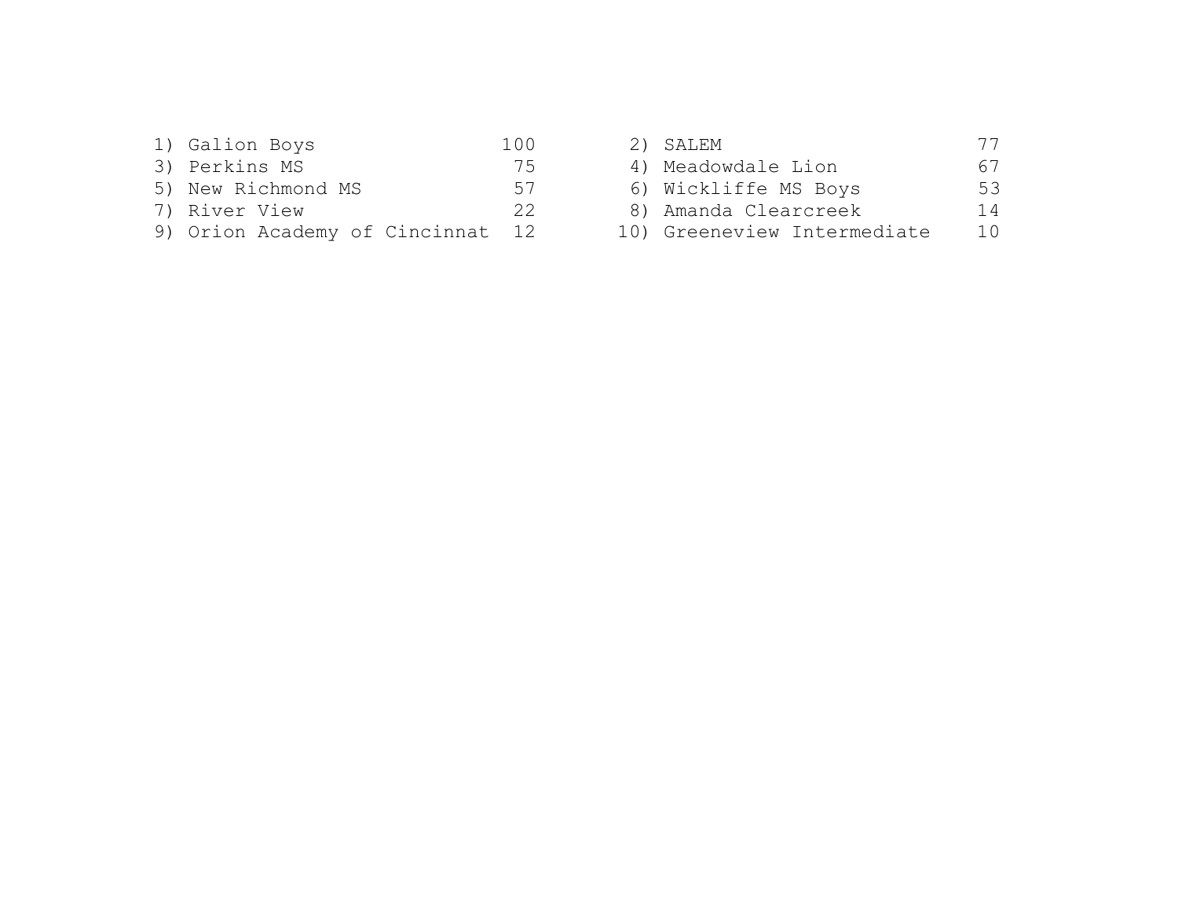| | | | | | |
|---|---|---|---|---|---|
| 1) | Galion Boys | 100 | 2) | SALEM | 77 |
| 3) | Perkins MS | 75 | 4) | Meadowdale Lion | 67 |
| 5) | New Richmond MS | 57 | 6) | Wickliffe MS Boys | 53 |
| 7) | River View | 22 | 8) | Amanda Clearcreek | 14 |
| 9) | Orion Academy of Cincinnat | 12 | 10) | Greeneview Intermediate | 10 |